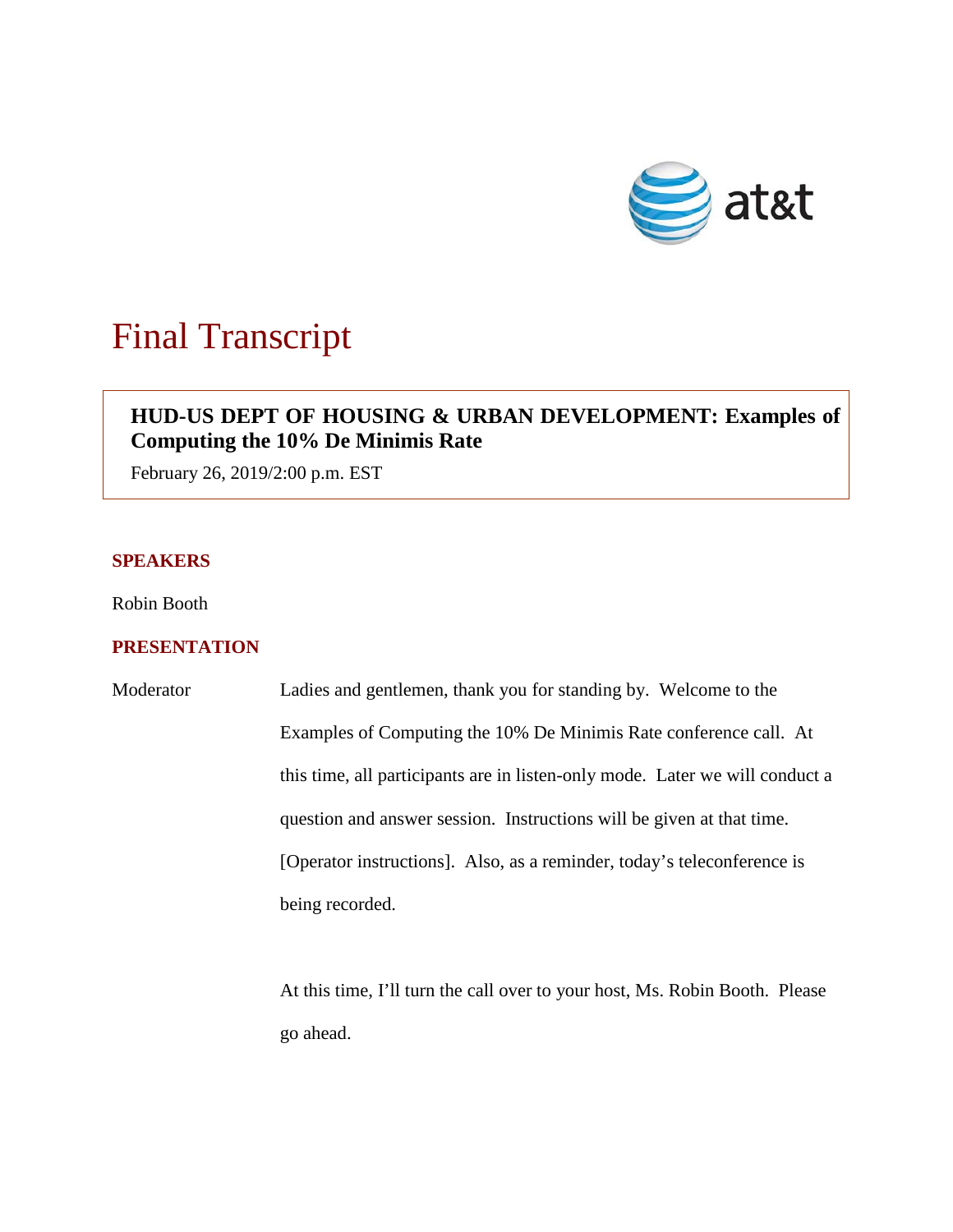# Final Transcript

**HUD-US DEPT OF HOUSING & URBAN DEVELOPMENT: Examples of Computing the 10% De Minimis Rate**

February 26, 2019/2:00 p.m. EST

## SPEAKERS

Robin Booth

## PRESENTATION

Moderator: Ladies and gentlemen, thank you for standing by. Welcome to the Examples of Computing the 10% De Minimis Rate conference call. At this time, all participants are in listen-only mode. Later we will conduct a question and answer session. Instructions will be given at that time. [Operator instructions]. Also, as a reminder, today's teleconference is being recorded.

At this time, I'll turn the call over to your host, Ms. Robin Booth. Please go ahead.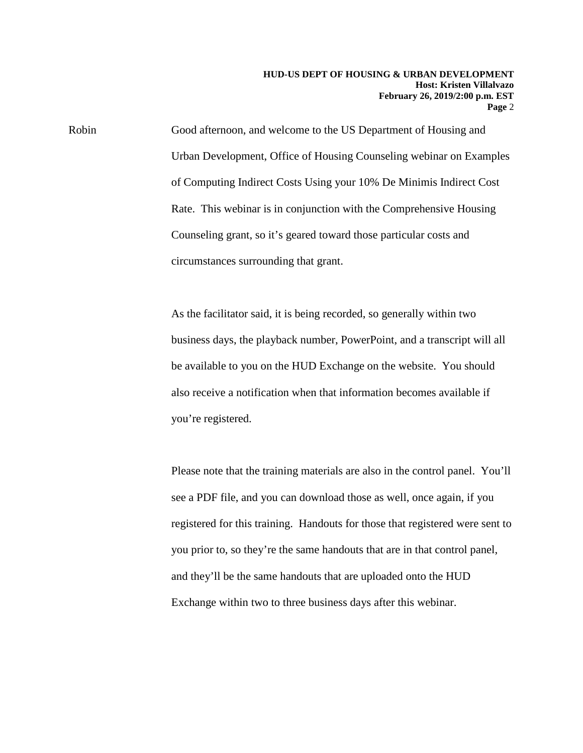Robin Good afternoon, and welcome to the US Department of Housing and Urban Development, Office of Housing Counseling webinar on Examples of Computing Indirect Costs Using your 10% De Minimis Indirect Cost Rate. This webinar is in conjunction with the Comprehensive Housing Counseling grant, so it's geared toward those particular costs and circumstances surrounding that grant.

As the facilitator said, it is being recorded, so generally within two business days, the playback number, PowerPoint, and a transcript will all be available to you on the HUD Exchange on the website. You should also receive a notification when that information becomes available if you're registered.

Please note that the training materials are also in the control panel. You'll see a PDF file, and you can download those as well, once again, if you registered for this training. Handouts for those that registered were sent to you prior to, so they're the same handouts that are in that control panel, and they'll be the same handouts that are uploaded onto the HUD Exchange within two to three business days after this webinar.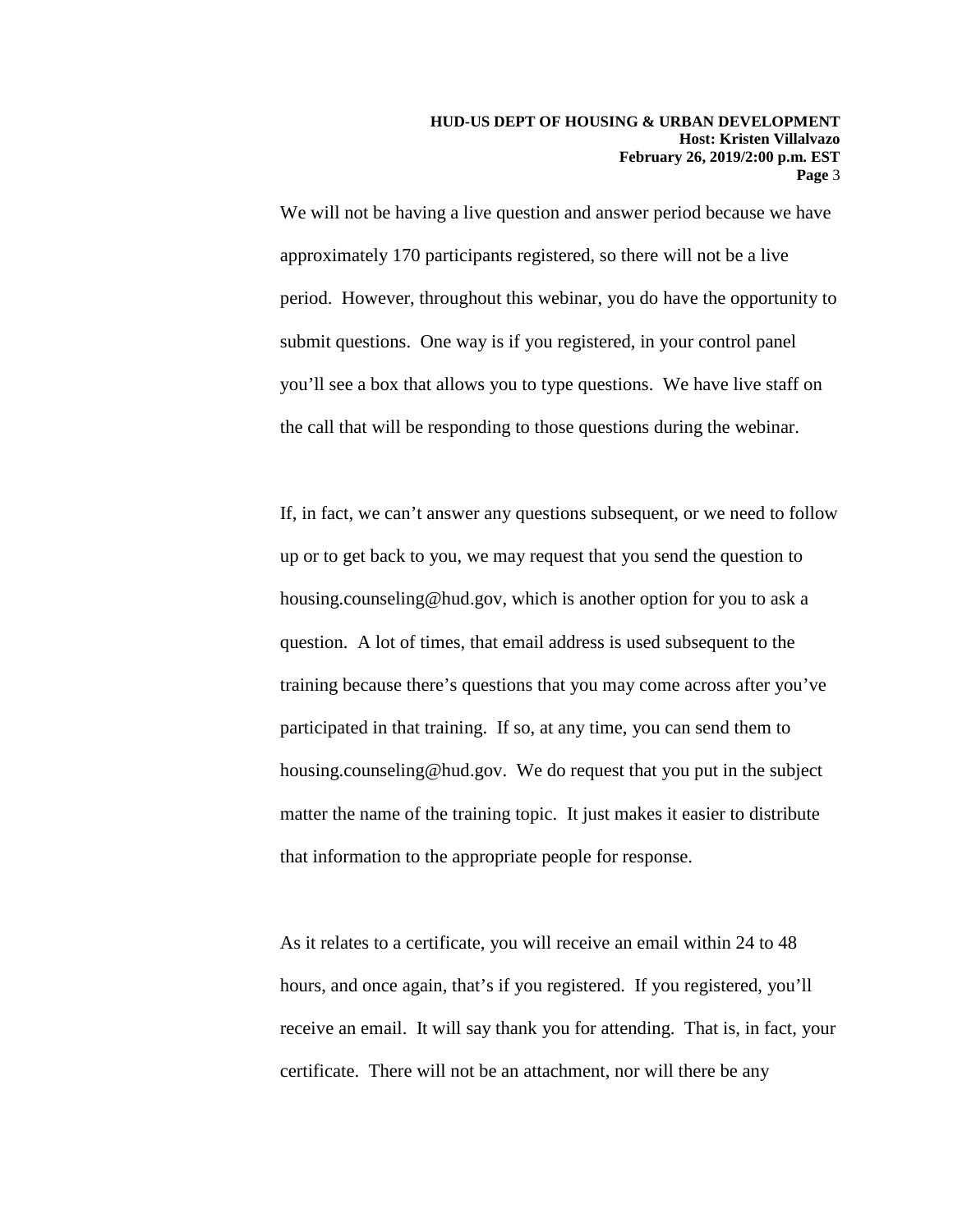We will not be having a live question and answer period because we have approximately 170 participants registered, so there will not be a live period. However, throughout this webinar, you do have the opportunity to submit questions. One way is if you registered, in your control panel you'll see a box that allows you to type questions. We have live staff on the call that will be responding to those questions during the webinar.

If, in fact, we can't answer any questions subsequent, or we need to follow up or to get back to you, we may request that you send the question to housing.counseling@hud.gov, which is another option for you to ask a question. A lot of times, that email address is used subsequent to the training because there's questions that you may come across after you've participated in that training. If so, at any time, you can send them to housing.counseling@hud.gov. We do request that you put in the subject matter the name of the training topic. It just makes it easier to distribute that information to the appropriate people for response.

As it relates to a certificate, you will receive an email within 24 to 48 hours, and once again, that's if you registered. If you registered, you'll receive an email. It will say thank you for attending. That is, in fact, your certificate. There will not be an attachment, nor will there be any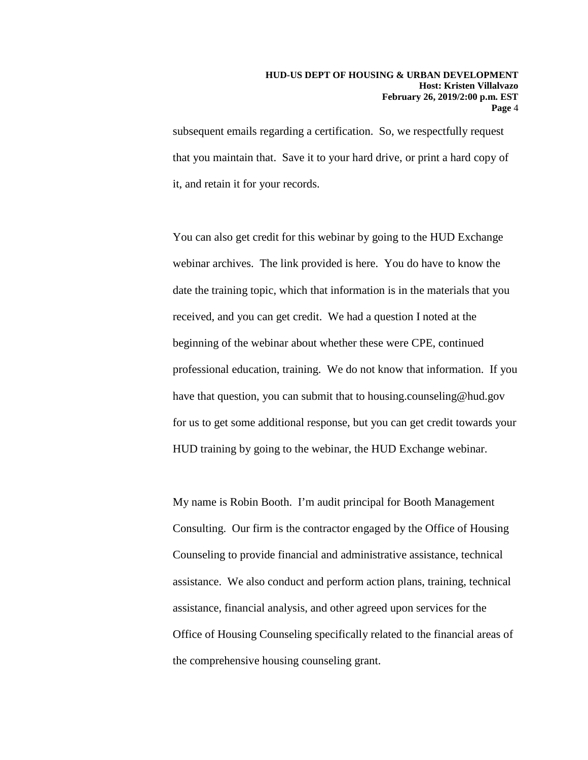subsequent emails regarding a certification. So, we respectfully request that you maintain that. Save it to your hard drive, or print a hard copy of it, and retain it for your records.

You can also get credit for this webinar by going to the HUD Exchange webinar archives. The link provided is here. You do have to know the date the training topic, which that information is in the materials that you received, and you can get credit. We had a question I noted at the beginning of the webinar about whether these were CPE, continued professional education, training. We do not know that information. If you have that question, you can submit that to housing.counseling@hud.gov for us to get some additional response, but you can get credit towards your HUD training by going to the webinar, the HUD Exchange webinar.

My name is Robin Booth. I'm audit principal for Booth Management Consulting. Our firm is the contractor engaged by the Office of Housing Counseling to provide financial and administrative assistance, technical assistance. We also conduct and perform action plans, training, technical assistance, financial analysis, and other agreed upon services for the Office of Housing Counseling specifically related to the financial areas of the comprehensive housing counseling grant.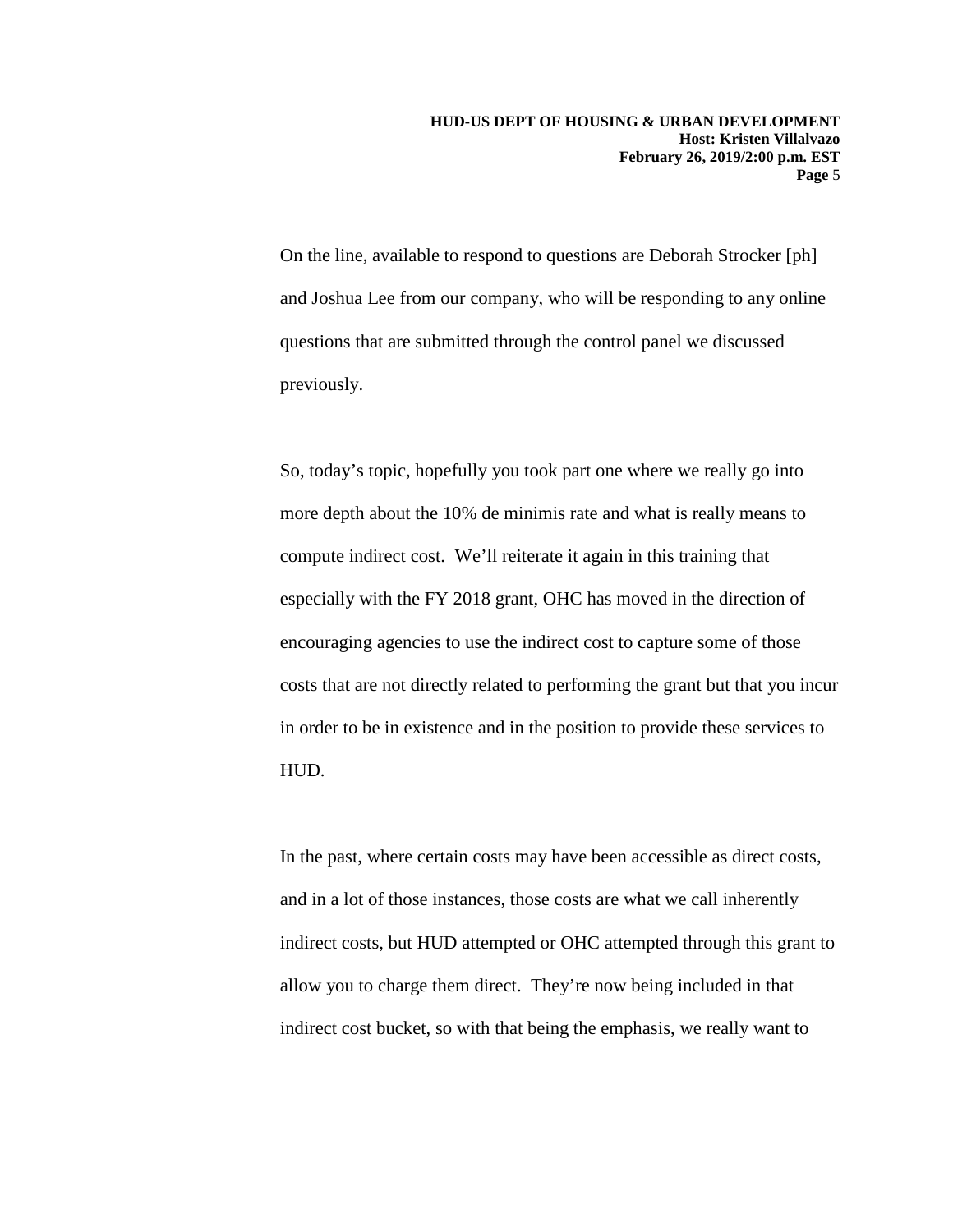On the line, available to respond to questions are Deborah Strocker [ph] and Joshua Lee from our company, who will be responding to any online questions that are submitted through the control panel we discussed previously.

So, today's topic, hopefully you took part one where we really go into more depth about the 10% de minimis rate and what is really means to compute indirect cost. We'll reiterate it again in this training that especially with the FY 2018 grant, OHC has moved in the direction of encouraging agencies to use the indirect cost to capture some of those costs that are not directly related to performing the grant but that you incur in order to be in existence and in the position to provide these services to HUD.

In the past, where certain costs may have been accessible as direct costs, and in a lot of those instances, those costs are what we call inherently indirect costs, but HUD attempted or OHC attempted through this grant to allow you to charge them direct. They're now being included in that indirect cost bucket, so with that being the emphasis, we really want to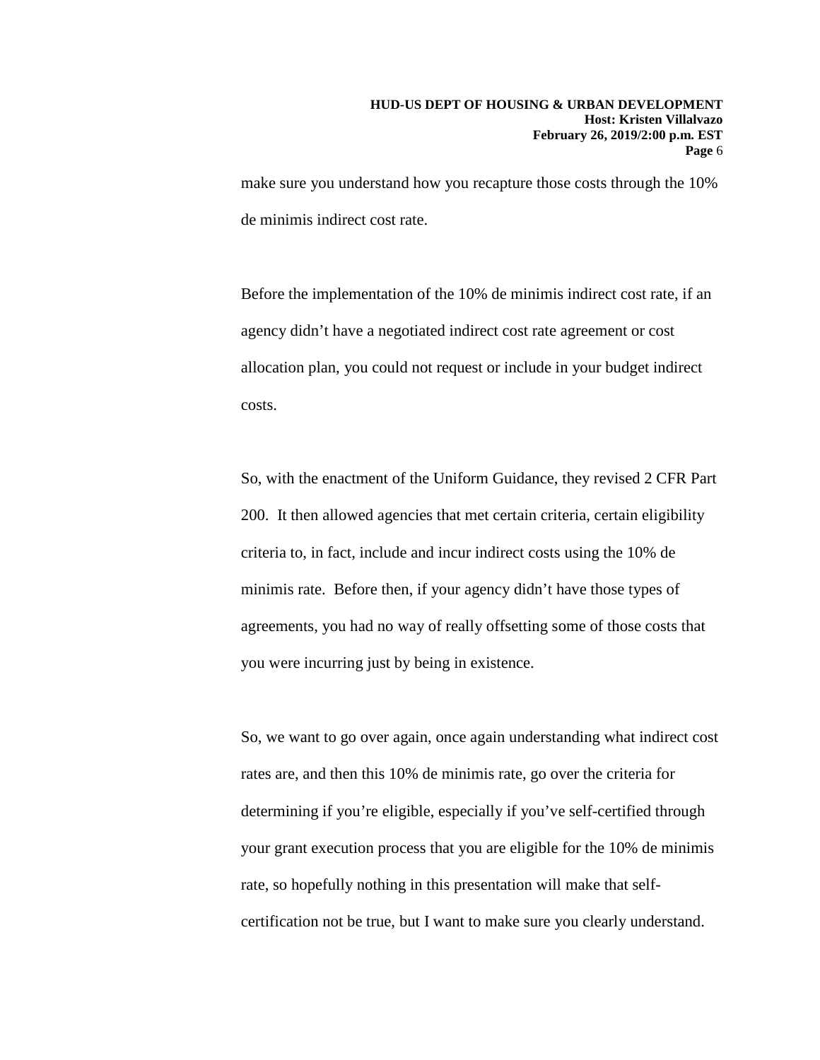make sure you understand how you recapture those costs through the 10% de minimis indirect cost rate.

Before the implementation of the 10% de minimis indirect cost rate, if an agency didn't have a negotiated indirect cost rate agreement or cost allocation plan, you could not request or include in your budget indirect costs.

So, with the enactment of the Uniform Guidance, they revised 2 CFR Part 200. It then allowed agencies that met certain criteria, certain eligibility criteria to, in fact, include and incur indirect costs using the 10% de minimis rate. Before then, if your agency didn't have those types of agreements, you had no way of really offsetting some of those costs that you were incurring just by being in existence.

So, we want to go over again, once again understanding what indirect cost rates are, and then this 10% de minimis rate, go over the criteria for determining if you're eligible, especially if you've self-certified through your grant execution process that you are eligible for the 10% de minimis rate, so hopefully nothing in this presentation will make that self-certification not be true, but I want to make sure you clearly understand.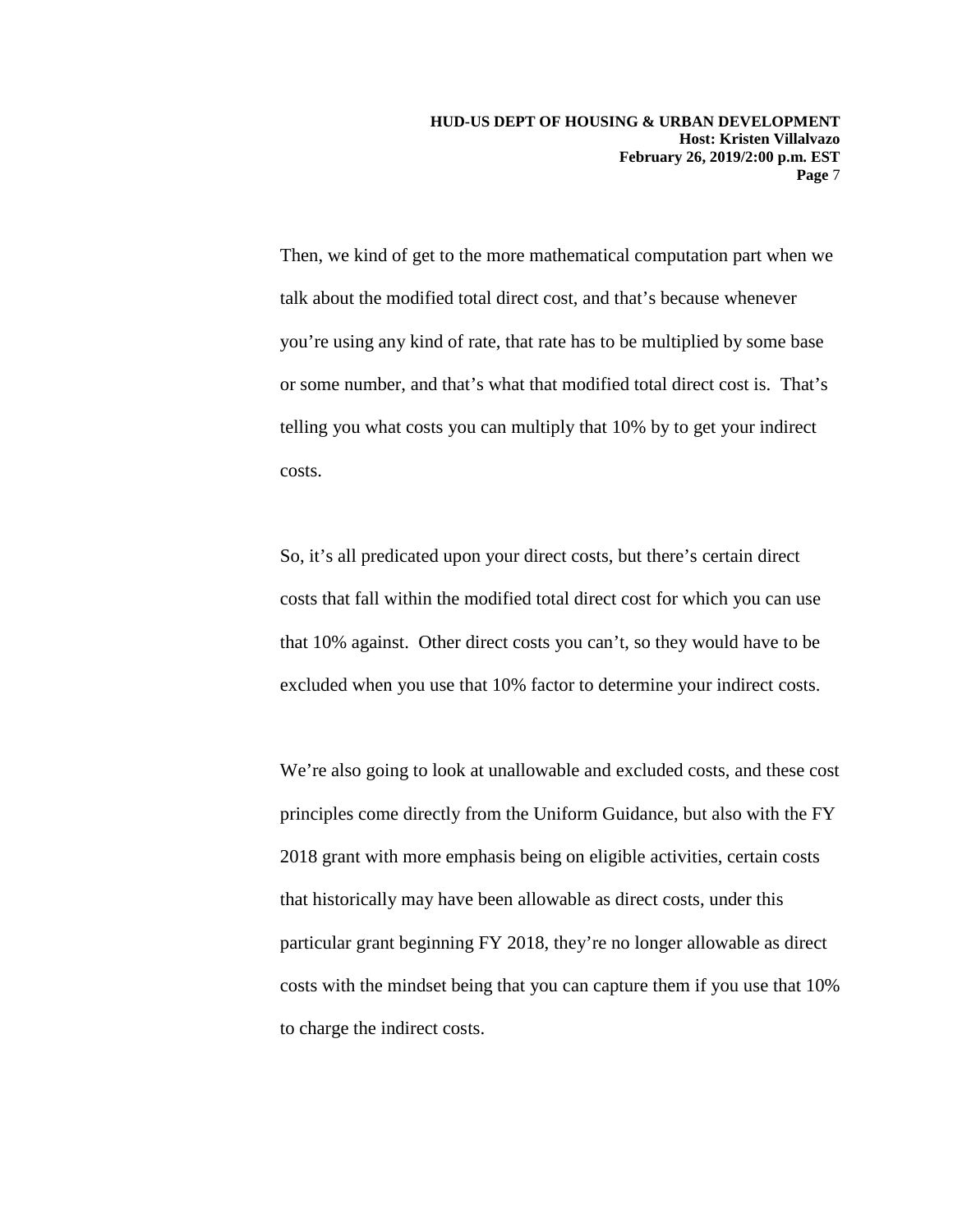Then, we kind of get to the more mathematical computation part when we talk about the modified total direct cost, and that's because whenever you're using any kind of rate, that rate has to be multiplied by some base or some number, and that's what that modified total direct cost is. That's telling you what costs you can multiply that 10% by to get your indirect costs.

So, it's all predicated upon your direct costs, but there's certain direct costs that fall within the modified total direct cost for which you can use that 10% against. Other direct costs you can't, so they would have to be excluded when you use that 10% factor to determine your indirect costs.

We're also going to look at unallowable and excluded costs, and these cost principles come directly from the Uniform Guidance, but also with the FY 2018 grant with more emphasis being on eligible activities, certain costs that historically may have been allowable as direct costs, under this particular grant beginning FY 2018, they're no longer allowable as direct costs with the mindset being that you can capture them if you use that 10% to charge the indirect costs.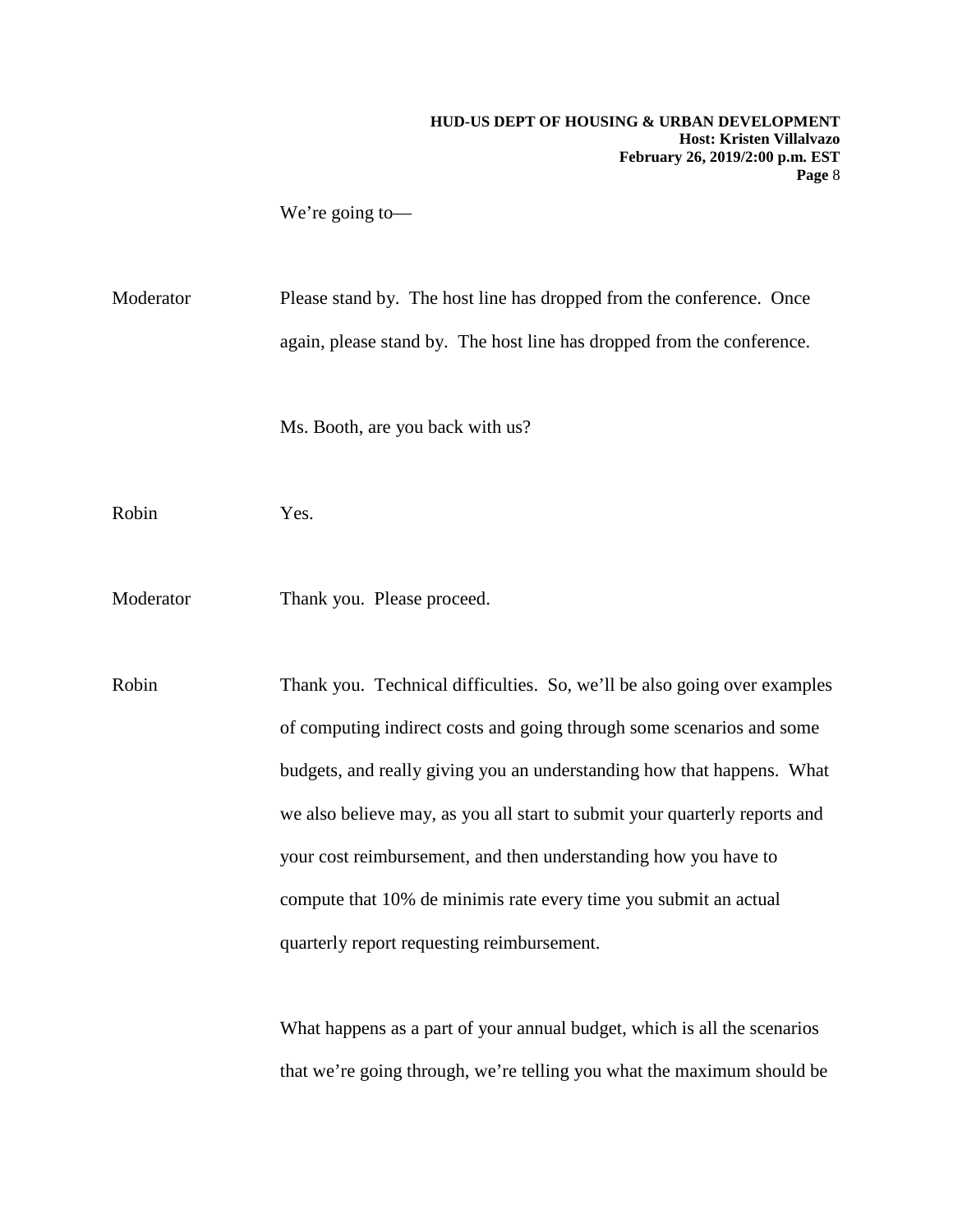We're going to—

Moderator Please stand by. The host line has dropped from the conference. Once again, please stand by. The host line has dropped from the conference.

Ms. Booth, are you back with us?

Robin Yes.

Moderator Thank you. Please proceed.

Robin Thank you. Technical difficulties. So, we'll be also going over examples of computing indirect costs and going through some scenarios and some budgets, and really giving you an understanding how that happens. What we also believe may, as you all start to submit your quarterly reports and your cost reimbursement, and then understanding how you have to compute that 10% de minimis rate every time you submit an actual quarterly report requesting reimbursement.

What happens as a part of your annual budget, which is all the scenarios that we're going through, we're telling you what the maximum should be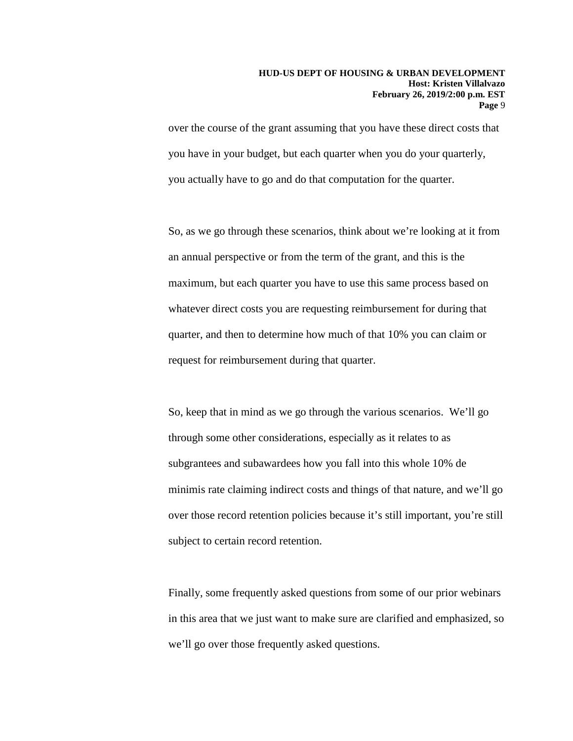over the course of the grant assuming that you have these direct costs that you have in your budget, but each quarter when you do your quarterly, you actually have to go and do that computation for the quarter.

So, as we go through these scenarios, think about we’re looking at it from an annual perspective or from the term of the grant, and this is the maximum, but each quarter you have to use this same process based on whatever direct costs you are requesting reimbursement for during that quarter, and then to determine how much of that 10% you can claim or request for reimbursement during that quarter.

So, keep that in mind as we go through the various scenarios. We’ll go through some other considerations, especially as it relates to as subgrantees and subawardees how you fall into this whole 10% de minimis rate claiming indirect costs and things of that nature, and we’ll go over those record retention policies because it’s still important, you’re still subject to certain record retention.

Finally, some frequently asked questions from some of our prior webinars in this area that we just want to make sure are clarified and emphasized, so we’ll go over those frequently asked questions.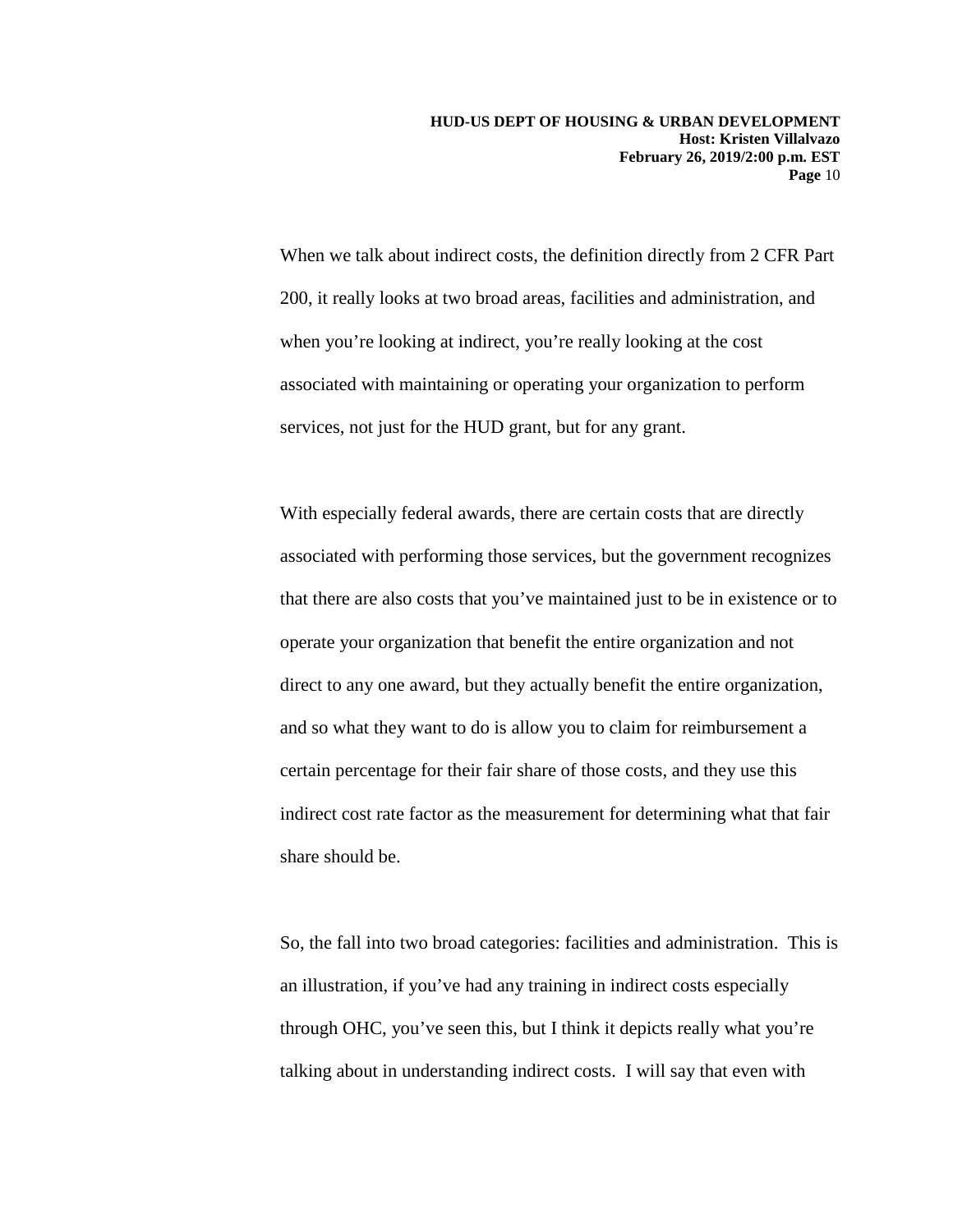When we talk about indirect costs, the definition directly from 2 CFR Part 200, it really looks at two broad areas, facilities and administration, and when you're looking at indirect, you're really looking at the cost associated with maintaining or operating your organization to perform services, not just for the HUD grant, but for any grant.

With especially federal awards, there are certain costs that are directly associated with performing those services, but the government recognizes that there are also costs that you've maintained just to be in existence or to operate your organization that benefit the entire organization and not direct to any one award, but they actually benefit the entire organization, and so what they want to do is allow you to claim for reimbursement a certain percentage for their fair share of those costs, and they use this indirect cost rate factor as the measurement for determining what that fair share should be.

So, the fall into two broad categories: facilities and administration. This is an illustration, if you've had any training in indirect costs especially through OHC, you've seen this, but I think it depicts really what you're talking about in understanding indirect costs. I will say that even with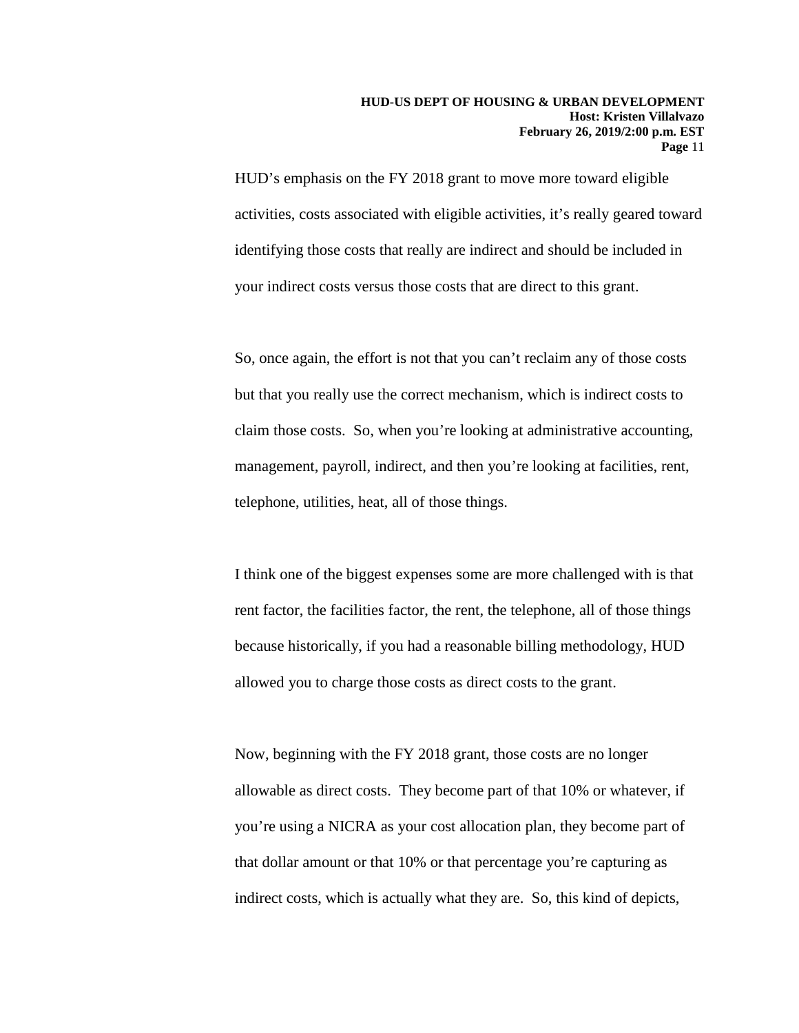HUD's emphasis on the FY 2018 grant to move more toward eligible activities, costs associated with eligible activities, it's really geared toward identifying those costs that really are indirect and should be included in your indirect costs versus those costs that are direct to this grant.

So, once again, the effort is not that you can't reclaim any of those costs but that you really use the correct mechanism, which is indirect costs to claim those costs. So, when you're looking at administrative accounting, management, payroll, indirect, and then you're looking at facilities, rent, telephone, utilities, heat, all of those things.

I think one of the biggest expenses some are more challenged with is that rent factor, the facilities factor, the rent, the telephone, all of those things because historically, if you had a reasonable billing methodology, HUD allowed you to charge those costs as direct costs to the grant.

Now, beginning with the FY 2018 grant, those costs are no longer allowable as direct costs. They become part of that 10% or whatever, if you're using a NICRA as your cost allocation plan, they become part of that dollar amount or that 10% or that percentage you're capturing as indirect costs, which is actually what they are. So, this kind of depicts,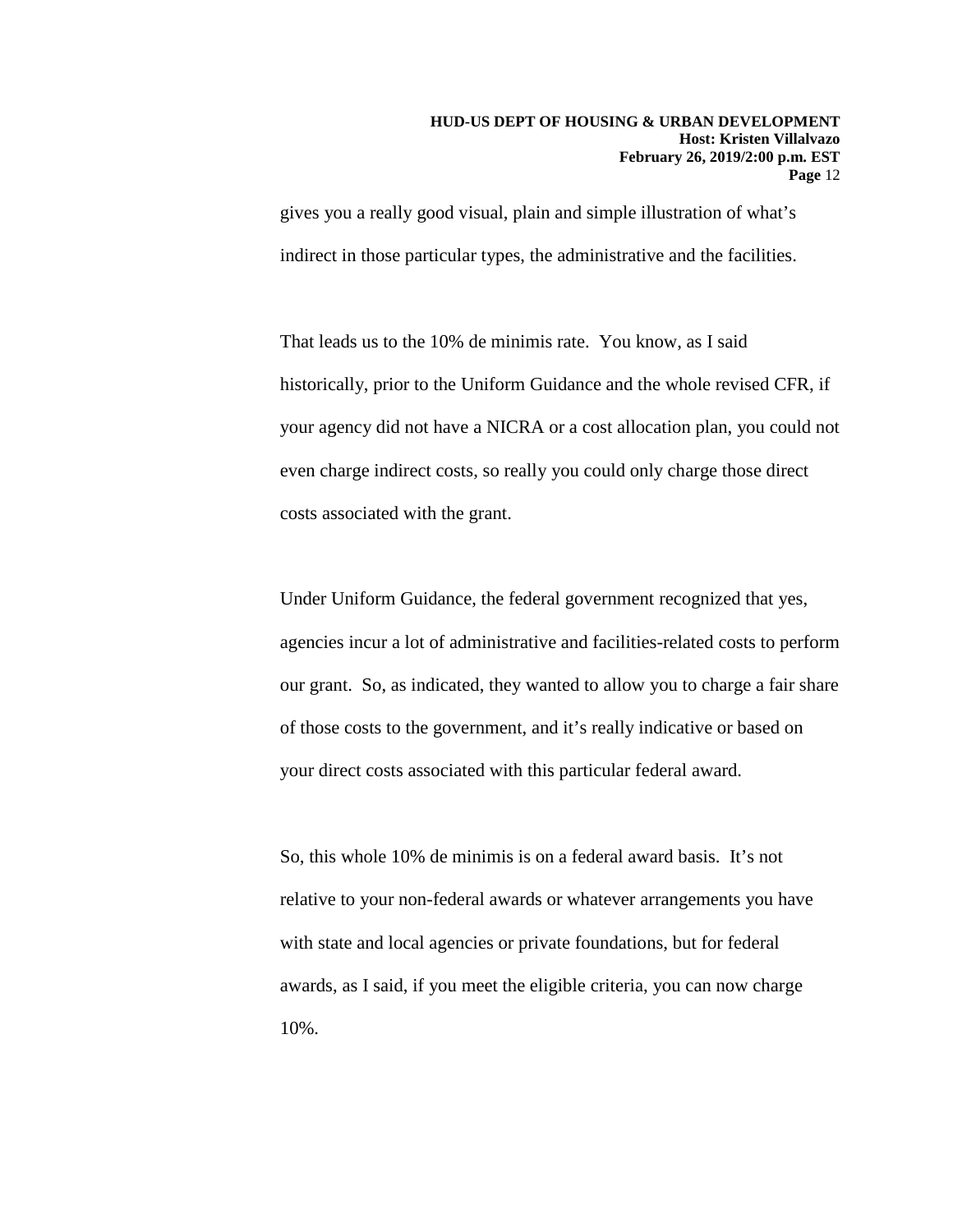gives you a really good visual, plain and simple illustration of what's indirect in those particular types, the administrative and the facilities.

That leads us to the 10% de minimis rate. You know, as I said historically, prior to the Uniform Guidance and the whole revised CFR, if your agency did not have a NICRA or a cost allocation plan, you could not even charge indirect costs, so really you could only charge those direct costs associated with the grant.

Under Uniform Guidance, the federal government recognized that yes, agencies incur a lot of administrative and facilities-related costs to perform our grant. So, as indicated, they wanted to allow you to charge a fair share of those costs to the government, and it's really indicative or based on your direct costs associated with this particular federal award.

So, this whole 10% de minimis is on a federal award basis. It's not relative to your non-federal awards or whatever arrangements you have with state and local agencies or private foundations, but for federal awards, as I said, if you meet the eligible criteria, you can now charge 10%.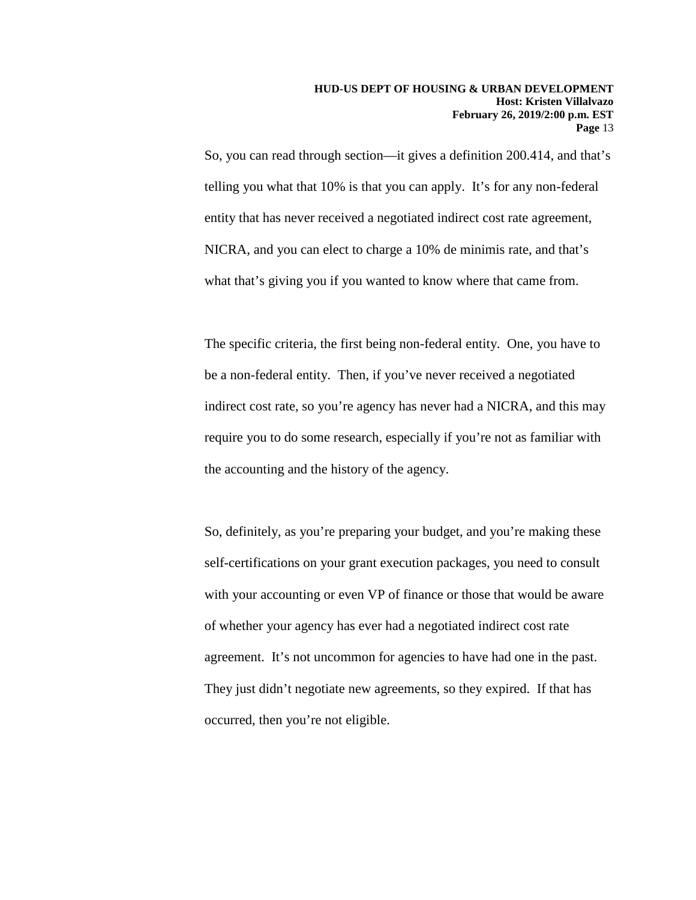So, you can read through section—it gives a definition 200.414, and that's telling you what that 10% is that you can apply. It's for any non-federal entity that has never received a negotiated indirect cost rate agreement, NICRA, and you can elect to charge a 10% de minimis rate, and that's what that's giving you if you wanted to know where that came from.

The specific criteria, the first being non-federal entity. One, you have to be a non-federal entity. Then, if you've never received a negotiated indirect cost rate, so you're agency has never had a NICRA, and this may require you to do some research, especially if you're not as familiar with the accounting and the history of the agency.

So, definitely, as you're preparing your budget, and you're making these self-certifications on your grant execution packages, you need to consult with your accounting or even VP of finance or those that would be aware of whether your agency has ever had a negotiated indirect cost rate agreement. It's not uncommon for agencies to have had one in the past. They just didn't negotiate new agreements, so they expired. If that has occurred, then you're not eligible.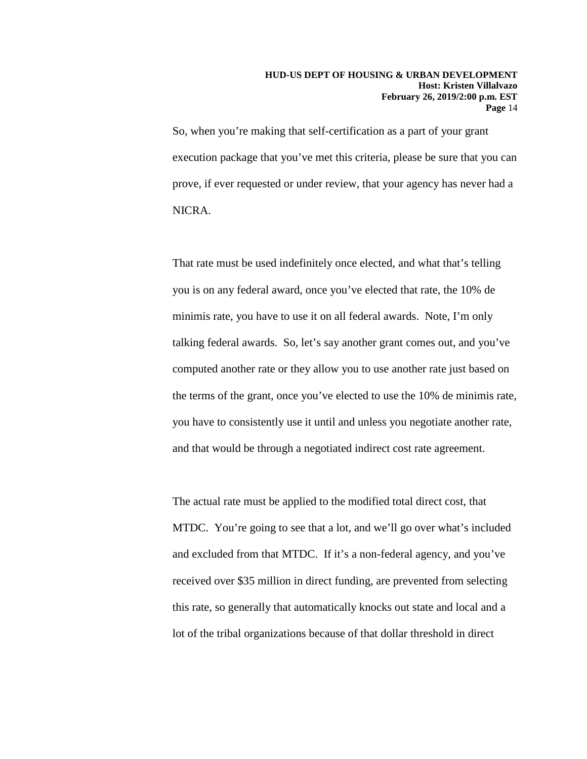So, when you're making that self-certification as a part of your grant execution package that you've met this criteria, please be sure that you can prove, if ever requested or under review, that your agency has never had a NICRA.

That rate must be used indefinitely once elected, and what that's telling you is on any federal award, once you've elected that rate, the 10% de minimis rate, you have to use it on all federal awards. Note, I'm only talking federal awards. So, let's say another grant comes out, and you've computed another rate or they allow you to use another rate just based on the terms of the grant, once you've elected to use the 10% de minimis rate, you have to consistently use it until and unless you negotiate another rate, and that would be through a negotiated indirect cost rate agreement.

The actual rate must be applied to the modified total direct cost, that MTDC. You're going to see that a lot, and we'll go over what's included and excluded from that MTDC. If it's a non-federal agency, and you've received over $35 million in direct funding, are prevented from selecting this rate, so generally that automatically knocks out state and local and a lot of the tribal organizations because of that dollar threshold in direct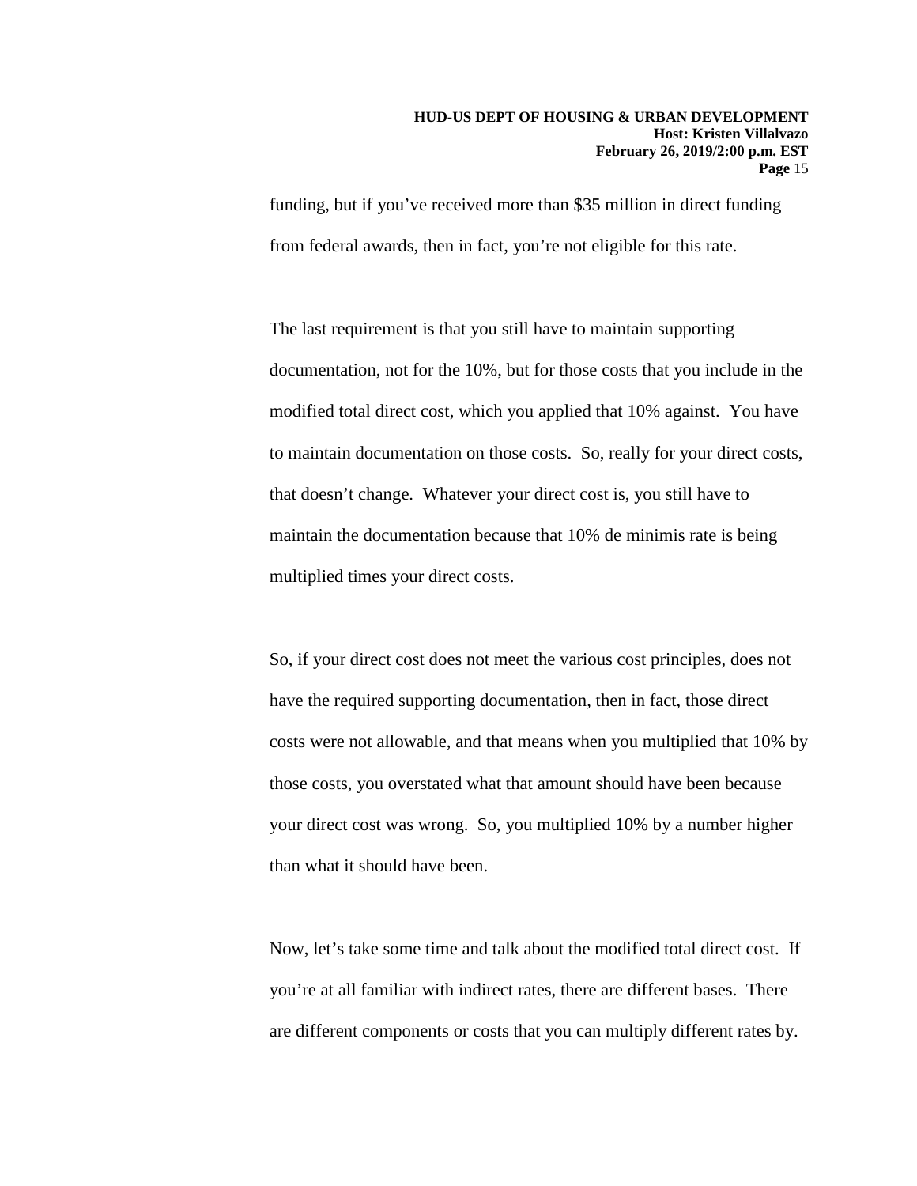funding, but if you've received more than $35 million in direct funding from federal awards, then in fact, you're not eligible for this rate.

The last requirement is that you still have to maintain supporting documentation, not for the 10%, but for those costs that you include in the modified total direct cost, which you applied that 10% against. You have to maintain documentation on those costs. So, really for your direct costs, that doesn't change. Whatever your direct cost is, you still have to maintain the documentation because that 10% de minimis rate is being multiplied times your direct costs.

So, if your direct cost does not meet the various cost principles, does not have the required supporting documentation, then in fact, those direct costs were not allowable, and that means when you multiplied that 10% by those costs, you overstated what that amount should have been because your direct cost was wrong. So, you multiplied 10% by a number higher than what it should have been.

Now, let's take some time and talk about the modified total direct cost. If you're at all familiar with indirect rates, there are different bases. There are different components or costs that you can multiply different rates by.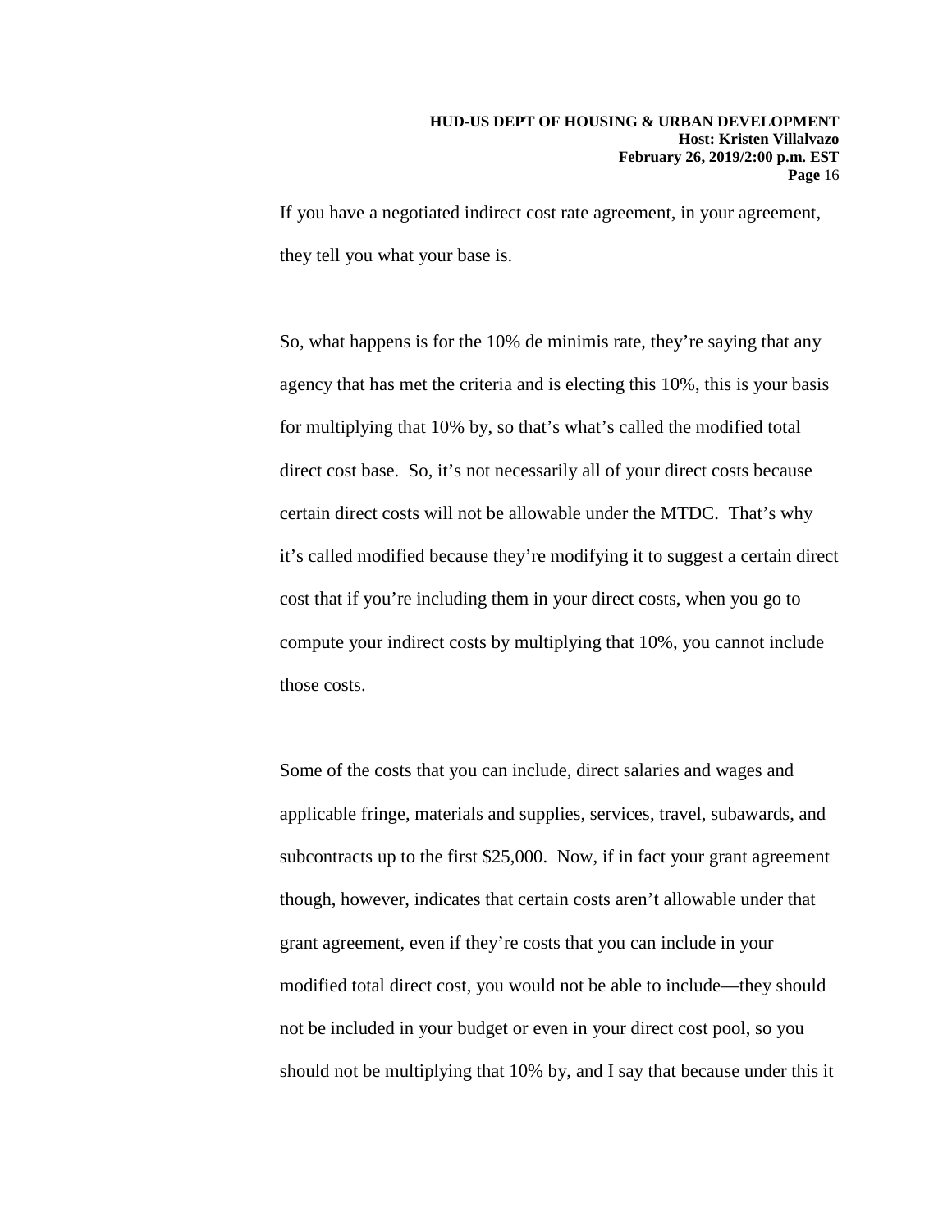If you have a negotiated indirect cost rate agreement, in your agreement, they tell you what your base is.

So, what happens is for the 10% de minimis rate, they're saying that any agency that has met the criteria and is electing this 10%, this is your basis for multiplying that 10% by, so that's what's called the modified total direct cost base. So, it's not necessarily all of your direct costs because certain direct costs will not be allowable under the MTDC. That's why it's called modified because they're modifying it to suggest a certain direct cost that if you're including them in your direct costs, when you go to compute your indirect costs by multiplying that 10%, you cannot include those costs.

Some of the costs that you can include, direct salaries and wages and applicable fringe, materials and supplies, services, travel, subawards, and subcontracts up to the first $25,000. Now, if in fact your grant agreement though, however, indicates that certain costs aren't allowable under that grant agreement, even if they're costs that you can include in your modified total direct cost, you would not be able to include—they should not be included in your budget or even in your direct cost pool, so you should not be multiplying that 10% by, and I say that because under this it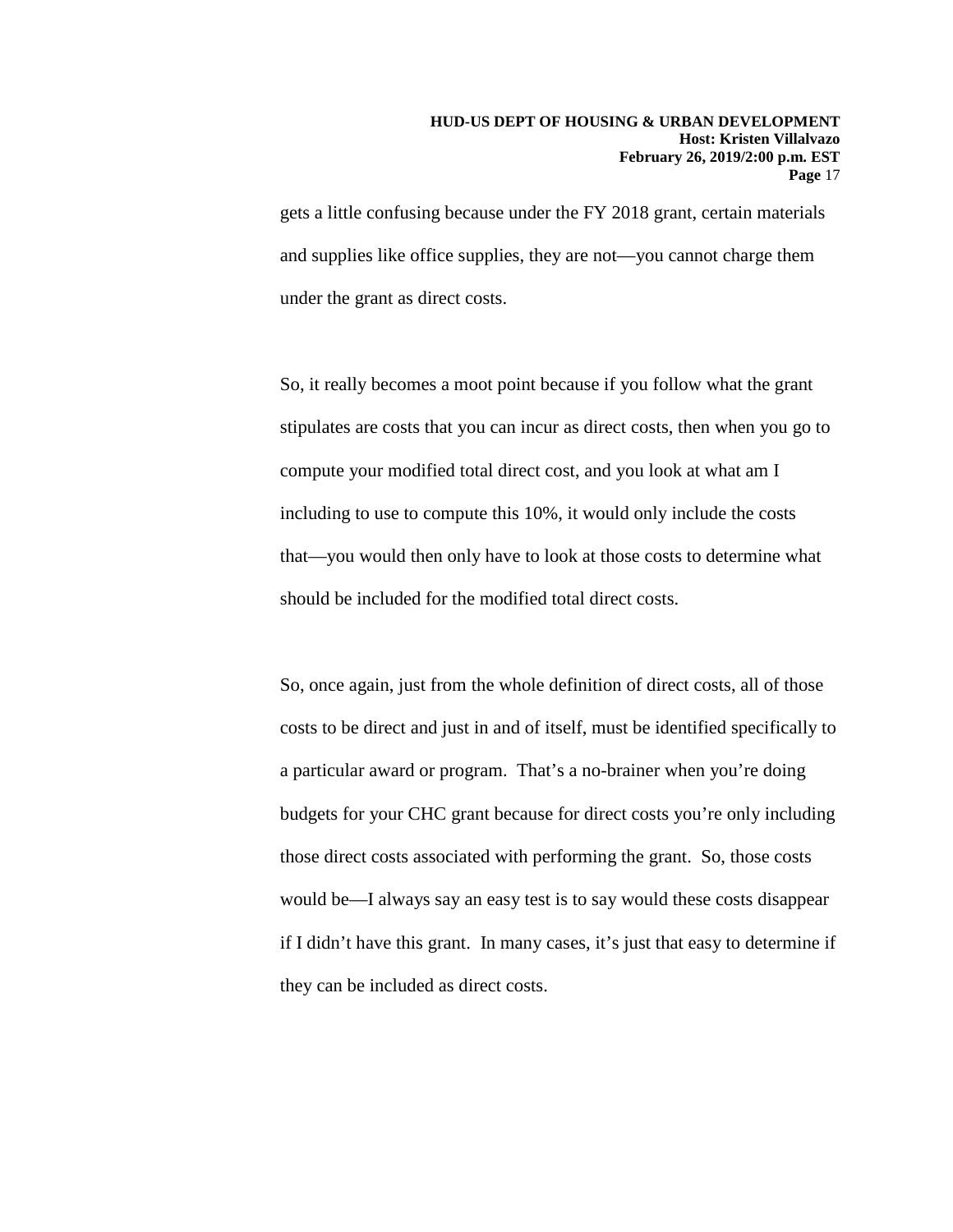gets a little confusing because under the FY 2018 grant, certain materials and supplies like office supplies, they are not—you cannot charge them under the grant as direct costs.

So, it really becomes a moot point because if you follow what the grant stipulates are costs that you can incur as direct costs, then when you go to compute your modified total direct cost, and you look at what am I including to use to compute this 10%, it would only include the costs that—you would then only have to look at those costs to determine what should be included for the modified total direct costs.

So, once again, just from the whole definition of direct costs, all of those costs to be direct and just in and of itself, must be identified specifically to a particular award or program. That's a no-brainer when you're doing budgets for your CHC grant because for direct costs you're only including those direct costs associated with performing the grant. So, those costs would be—I always say an easy test is to say would these costs disappear if I didn't have this grant. In many cases, it's just that easy to determine if they can be included as direct costs.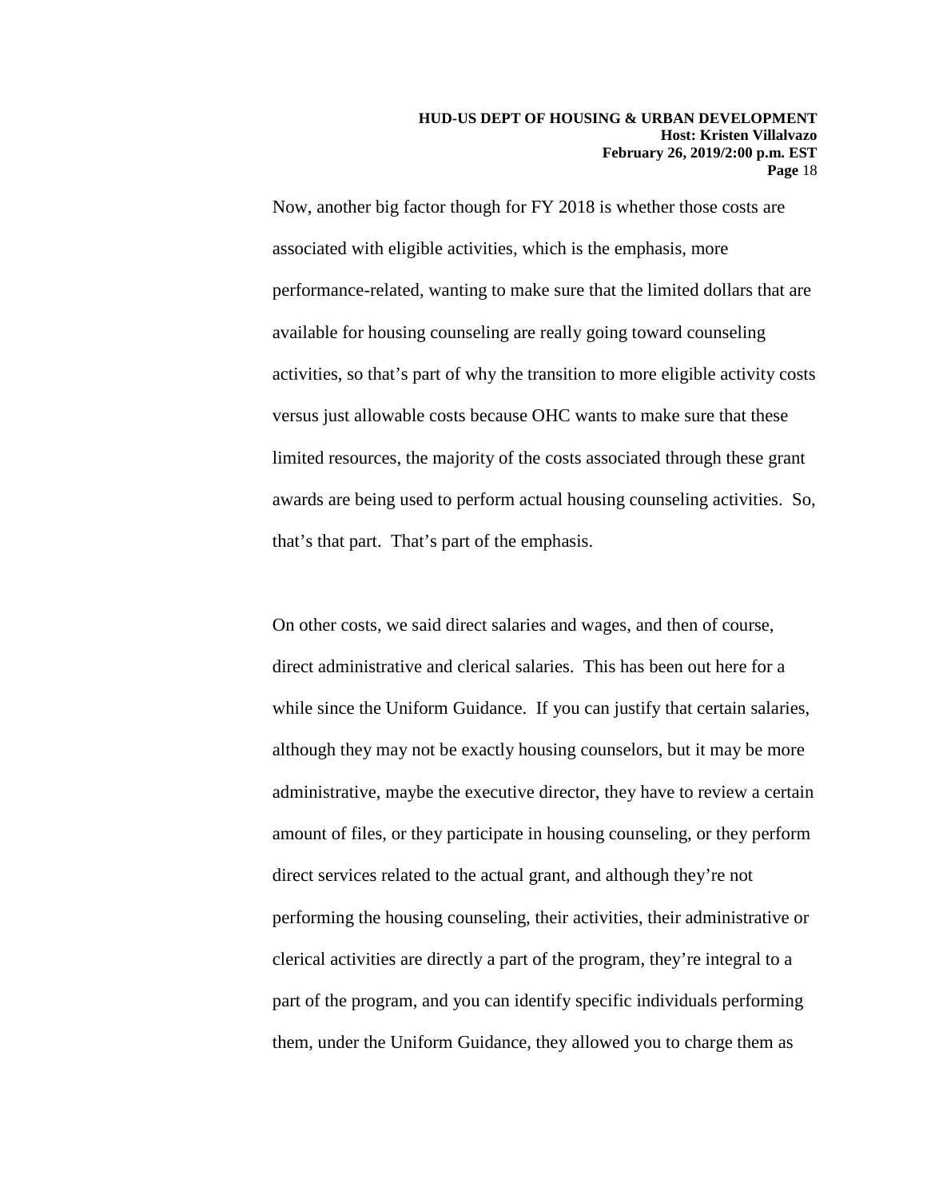Now, another big factor though for FY 2018 is whether those costs are associated with eligible activities, which is the emphasis, more performance-related, wanting to make sure that the limited dollars that are available for housing counseling are really going toward counseling activities, so that's part of why the transition to more eligible activity costs versus just allowable costs because OHC wants to make sure that these limited resources, the majority of the costs associated through these grant awards are being used to perform actual housing counseling activities. So, that's that part. That's part of the emphasis.

On other costs, we said direct salaries and wages, and then of course, direct administrative and clerical salaries. This has been out here for a while since the Uniform Guidance. If you can justify that certain salaries, although they may not be exactly housing counselors, but it may be more administrative, maybe the executive director, they have to review a certain amount of files, or they participate in housing counseling, or they perform direct services related to the actual grant, and although they're not performing the housing counseling, their activities, their administrative or clerical activities are directly a part of the program, they're integral to a part of the program, and you can identify specific individuals performing them, under the Uniform Guidance, they allowed you to charge them as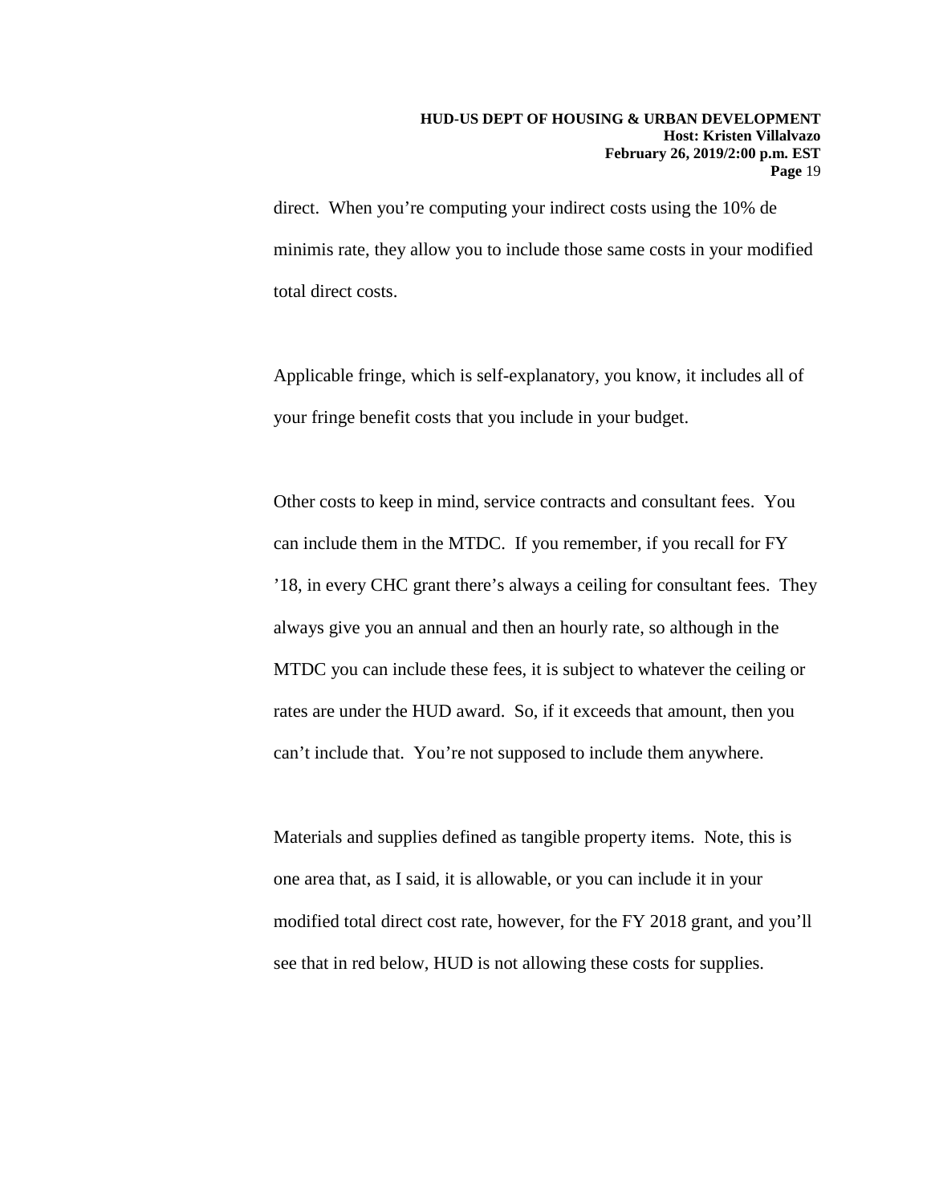direct. When you're computing your indirect costs using the 10% de minimis rate, they allow you to include those same costs in your modified total direct costs.

Applicable fringe, which is self-explanatory, you know, it includes all of your fringe benefit costs that you include in your budget.

Other costs to keep in mind, service contracts and consultant fees. You can include them in the MTDC. If you remember, if you recall for FY '18, in every CHC grant there's always a ceiling for consultant fees. They always give you an annual and then an hourly rate, so although in the MTDC you can include these fees, it is subject to whatever the ceiling or rates are under the HUD award. So, if it exceeds that amount, then you can't include that. You're not supposed to include them anywhere.

Materials and supplies defined as tangible property items. Note, this is one area that, as I said, it is allowable, or you can include it in your modified total direct cost rate, however, for the FY 2018 grant, and you'll see that in red below, HUD is not allowing these costs for supplies.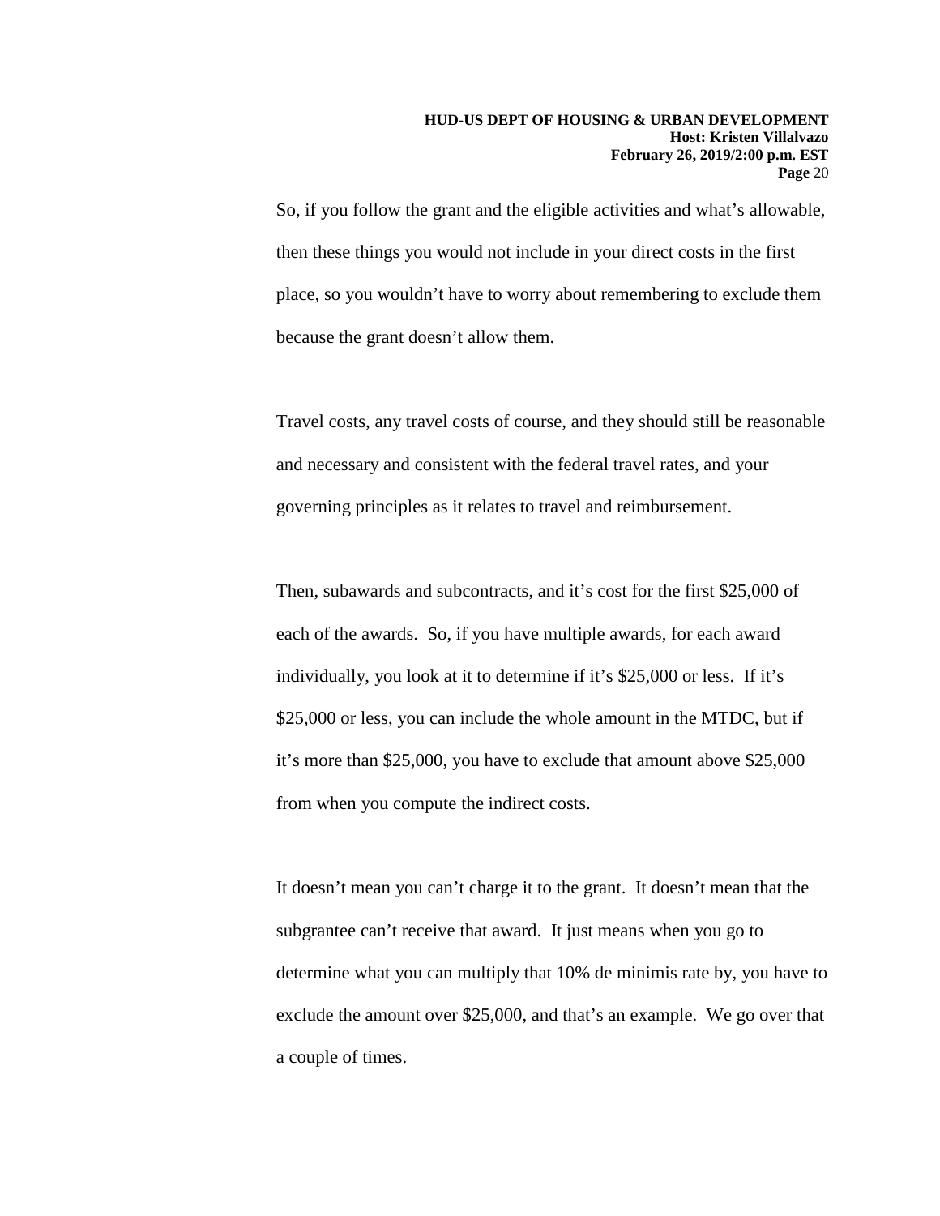So, if you follow the grant and the eligible activities and what's allowable, then these things you would not include in your direct costs in the first place, so you wouldn't have to worry about remembering to exclude them because the grant doesn't allow them.

Travel costs, any travel costs of course, and they should still be reasonable and necessary and consistent with the federal travel rates, and your governing principles as it relates to travel and reimbursement.

Then, subawards and subcontracts, and it's cost for the first $25,000 of each of the awards. So, if you have multiple awards, for each award individually, you look at it to determine if it's $25,000 or less. If it's $25,000 or less, you can include the whole amount in the MTDC, but if it's more than $25,000, you have to exclude that amount above $25,000 from when you compute the indirect costs.

It doesn't mean you can't charge it to the grant. It doesn't mean that the subgrantee can't receive that award. It just means when you go to determine what you can multiply that 10% de minimis rate by, you have to exclude the amount over $25,000, and that's an example. We go over that a couple of times.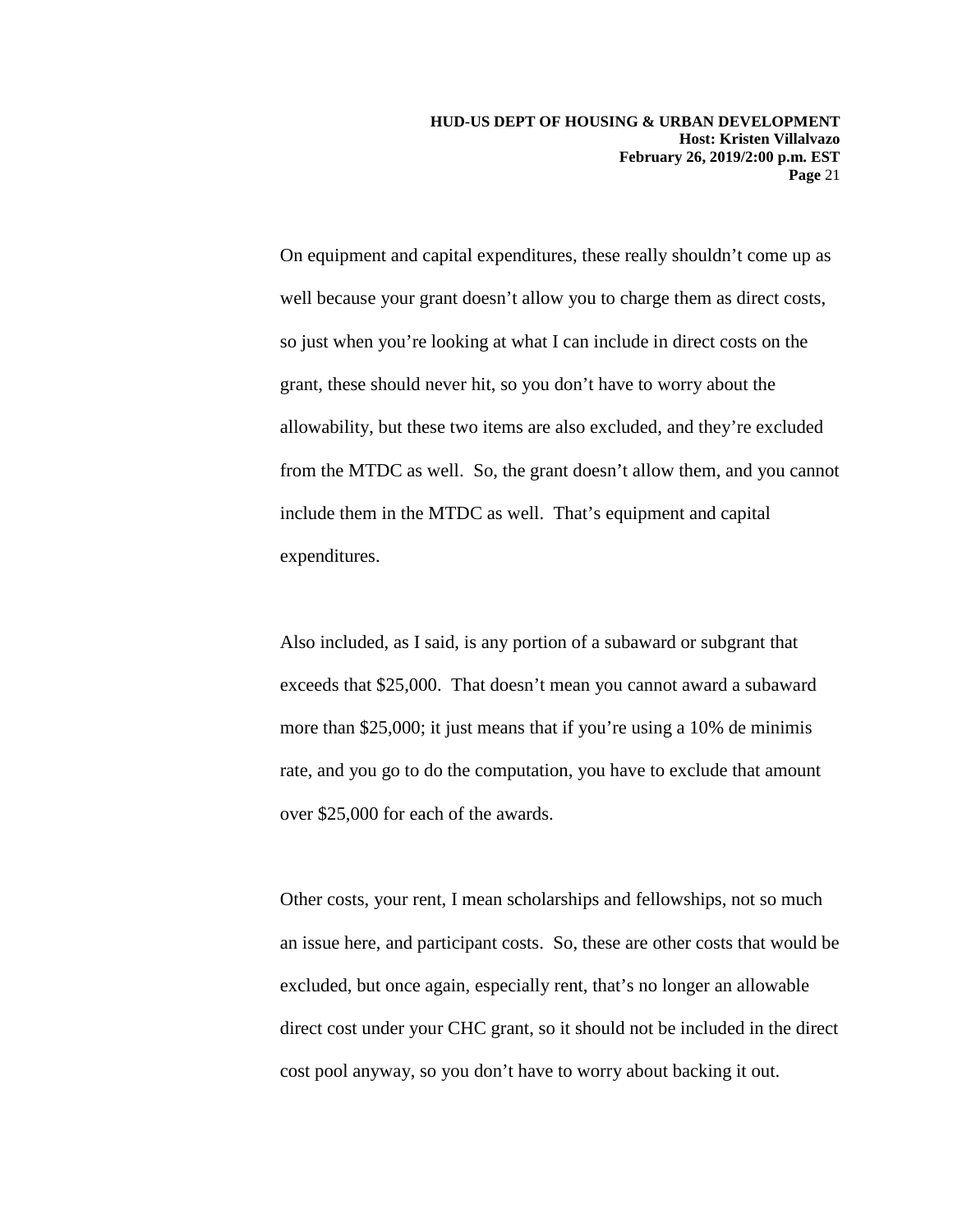On equipment and capital expenditures, these really shouldn't come up as well because your grant doesn't allow you to charge them as direct costs, so just when you're looking at what I can include in direct costs on the grant, these should never hit, so you don't have to worry about the allowability, but these two items are also excluded, and they're excluded from the MTDC as well. So, the grant doesn't allow them, and you cannot include them in the MTDC as well. That's equipment and capital expenditures.

Also included, as I said, is any portion of a subaward or subgrant that exceeds that $25,000. That doesn't mean you cannot award a subaward more than $25,000; it just means that if you're using a 10% de minimis rate, and you go to do the computation, you have to exclude that amount over $25,000 for each of the awards.

Other costs, your rent, I mean scholarships and fellowships, not so much an issue here, and participant costs. So, these are other costs that would be excluded, but once again, especially rent, that's no longer an allowable direct cost under your CHC grant, so it should not be included in the direct cost pool anyway, so you don't have to worry about backing it out.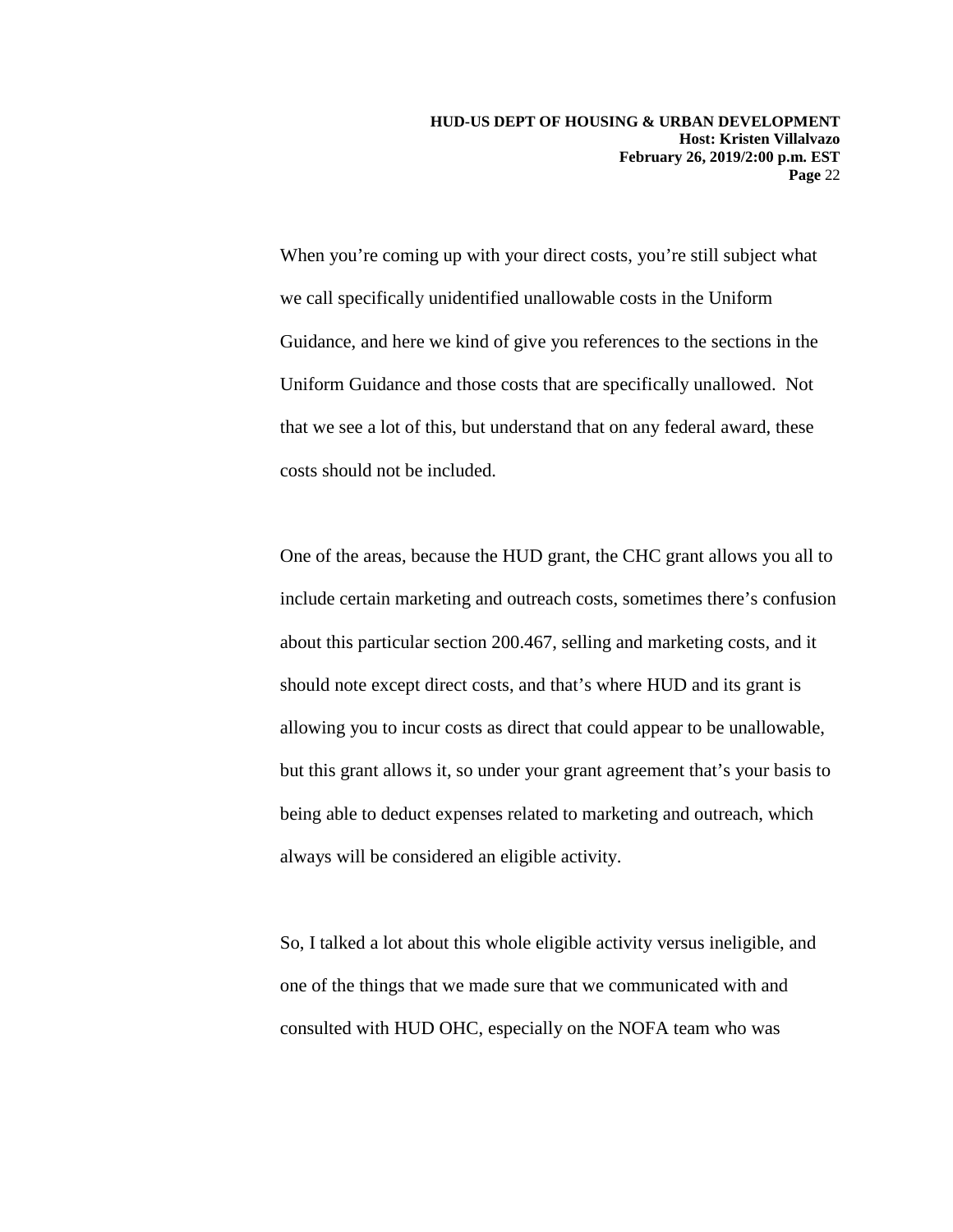When you're coming up with your direct costs, you're still subject what we call specifically unidentified unallowable costs in the Uniform Guidance, and here we kind of give you references to the sections in the Uniform Guidance and those costs that are specifically unallowed. Not that we see a lot of this, but understand that on any federal award, these costs should not be included.

One of the areas, because the HUD grant, the CHC grant allows you all to include certain marketing and outreach costs, sometimes there's confusion about this particular section 200.467, selling and marketing costs, and it should note except direct costs, and that's where HUD and its grant is allowing you to incur costs as direct that could appear to be unallowable, but this grant allows it, so under your grant agreement that's your basis to being able to deduct expenses related to marketing and outreach, which always will be considered an eligible activity.

So, I talked a lot about this whole eligible activity versus ineligible, and one of the things that we made sure that we communicated with and consulted with HUD OHC, especially on the NOFA team who was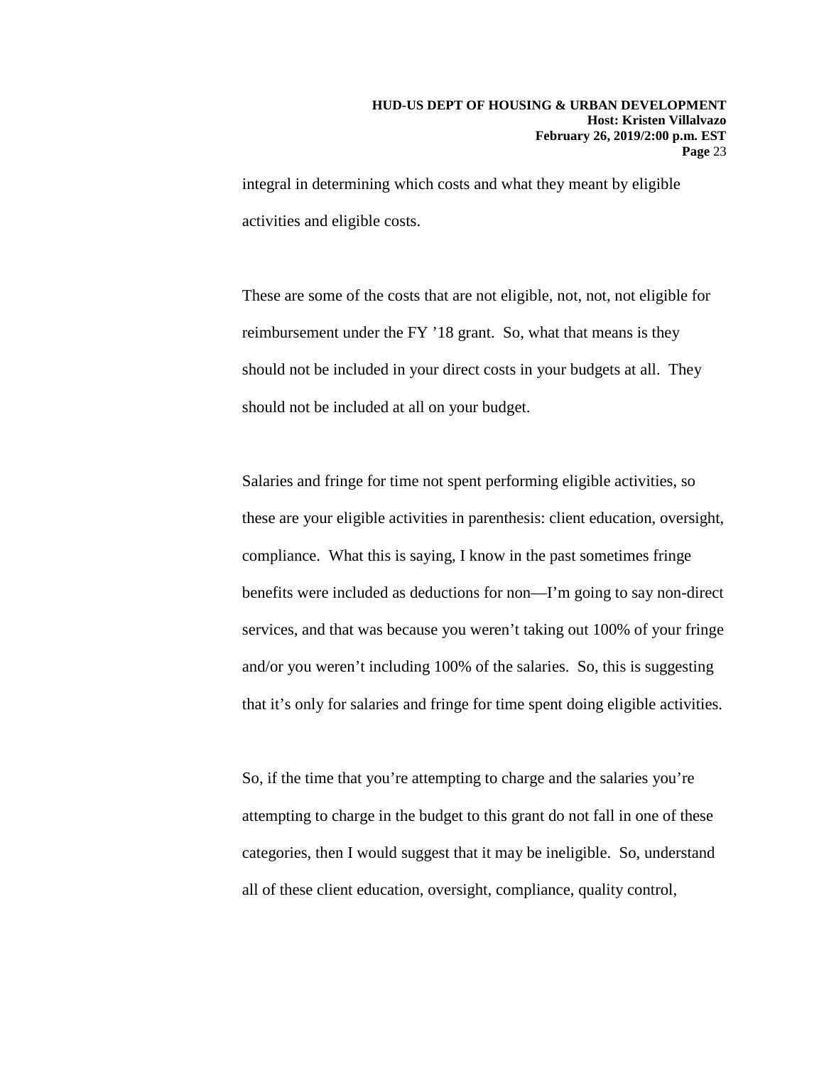integral in determining which costs and what they meant by eligible activities and eligible costs.

These are some of the costs that are not eligible, not, not, not eligible for reimbursement under the FY '18 grant. So, what that means is they should not be included in your direct costs in your budgets at all. They should not be included at all on your budget.

Salaries and fringe for time not spent performing eligible activities, so these are your eligible activities in parenthesis: client education, oversight, compliance. What this is saying, I know in the past sometimes fringe benefits were included as deductions for non—I'm going to say non-direct services, and that was because you weren't taking out 100% of your fringe and/or you weren't including 100% of the salaries. So, this is suggesting that it's only for salaries and fringe for time spent doing eligible activities.

So, if the time that you're attempting to charge and the salaries you're attempting to charge in the budget to this grant do not fall in one of these categories, then I would suggest that it may be ineligible. So, understand all of these client education, oversight, compliance, quality control,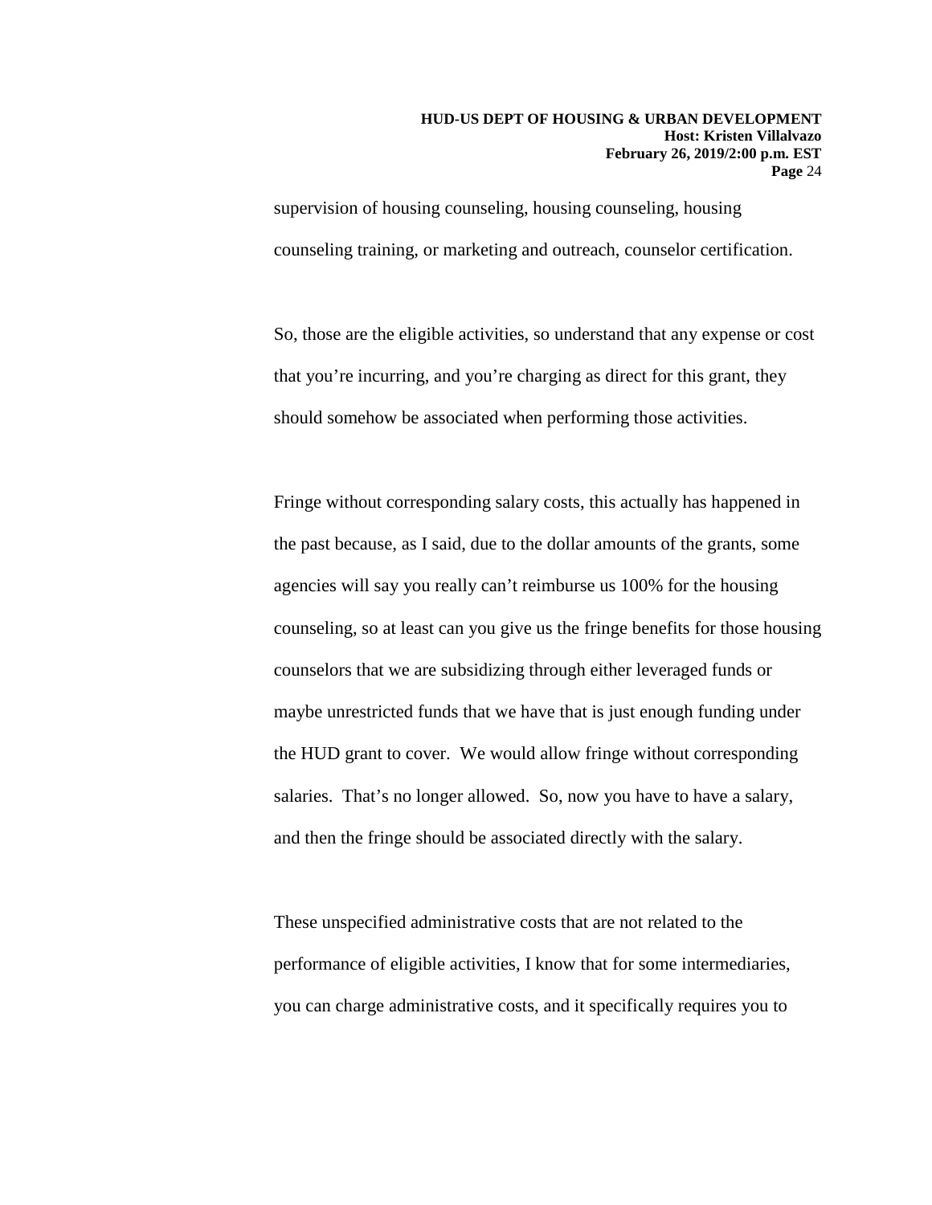supervision of housing counseling, housing counseling, housing counseling training, or marketing and outreach, counselor certification.

So, those are the eligible activities, so understand that any expense or cost that you're incurring, and you're charging as direct for this grant, they should somehow be associated when performing those activities.

Fringe without corresponding salary costs, this actually has happened in the past because, as I said, due to the dollar amounts of the grants, some agencies will say you really can't reimburse us 100% for the housing counseling, so at least can you give us the fringe benefits for those housing counselors that we are subsidizing through either leveraged funds or maybe unrestricted funds that we have that is just enough funding under the HUD grant to cover. We would allow fringe without corresponding salaries. That's no longer allowed. So, now you have to have a salary, and then the fringe should be associated directly with the salary.

These unspecified administrative costs that are not related to the performance of eligible activities, I know that for some intermediaries, you can charge administrative costs, and it specifically requires you to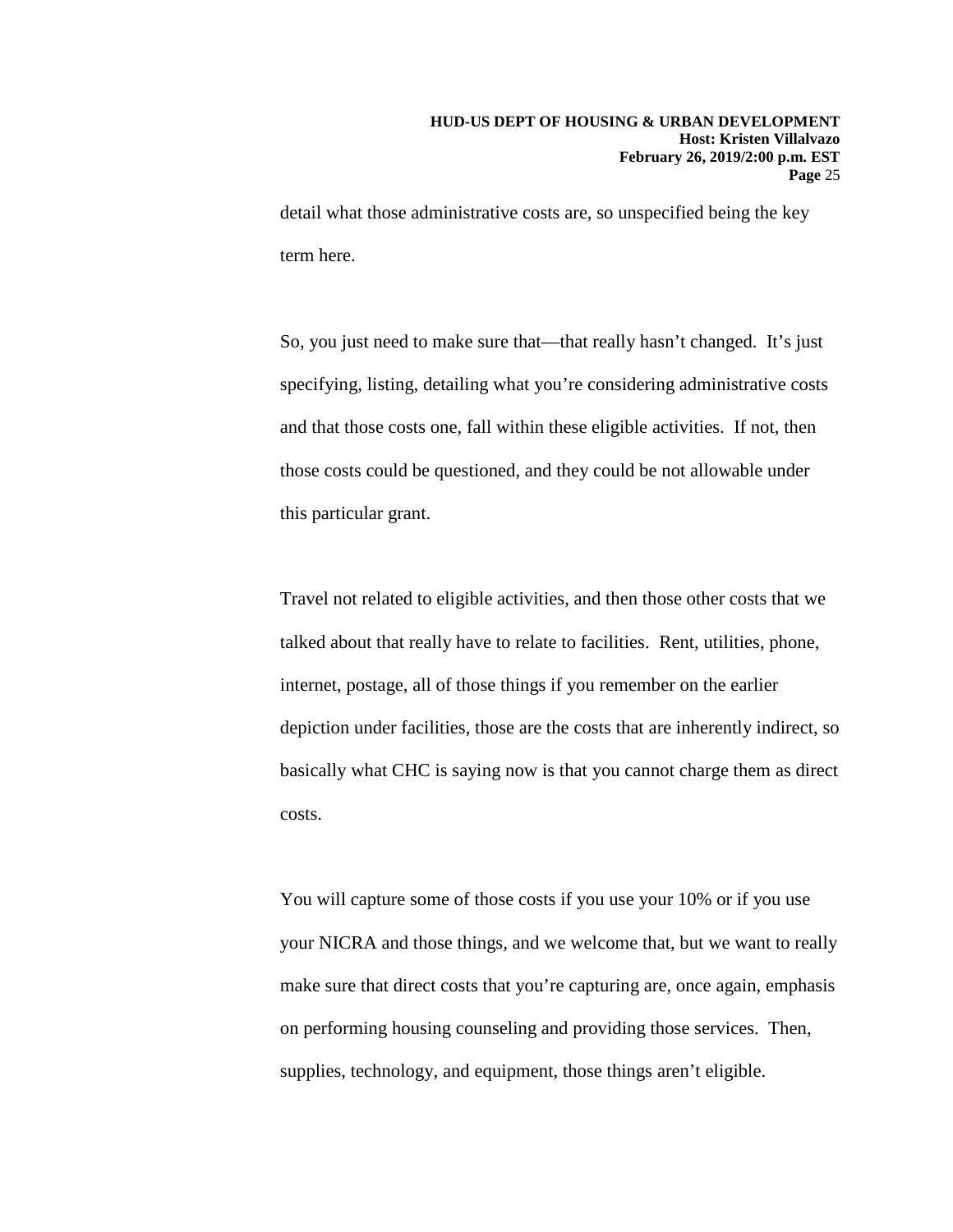detail what those administrative costs are, so unspecified being the key term here.

So, you just need to make sure that—that really hasn't changed. It's just specifying, listing, detailing what you're considering administrative costs and that those costs one, fall within these eligible activities. If not, then those costs could be questioned, and they could be not allowable under this particular grant.

Travel not related to eligible activities, and then those other costs that we talked about that really have to relate to facilities. Rent, utilities, phone, internet, postage, all of those things if you remember on the earlier depiction under facilities, those are the costs that are inherently indirect, so basically what CHC is saying now is that you cannot charge them as direct costs.

You will capture some of those costs if you use your 10% or if you use your NICRA and those things, and we welcome that, but we want to really make sure that direct costs that you're capturing are, once again, emphasis on performing housing counseling and providing those services. Then, supplies, technology, and equipment, those things aren't eligible.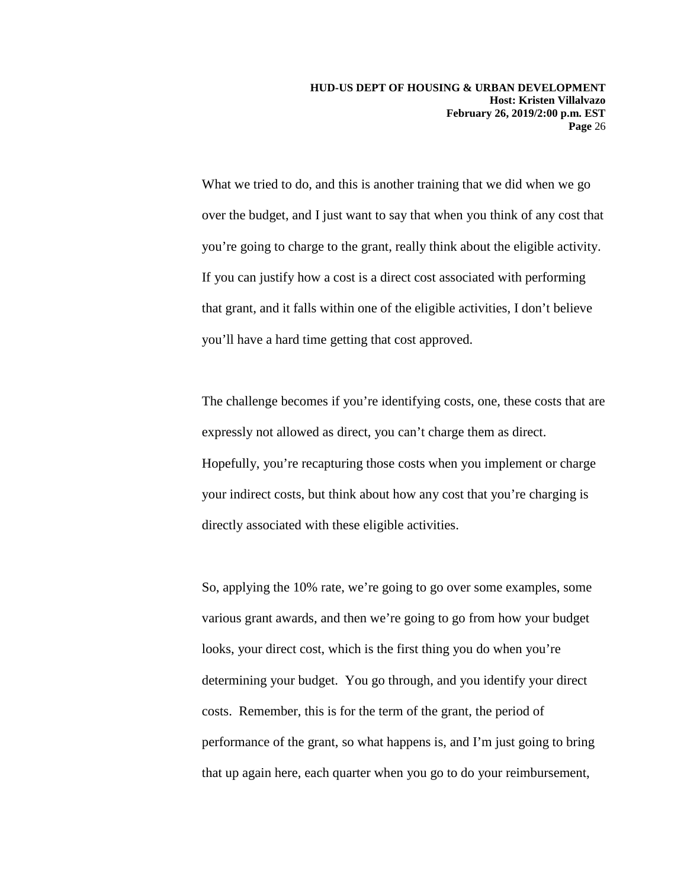What we tried to do, and this is another training that we did when we go over the budget, and I just want to say that when you think of any cost that you're going to charge to the grant, really think about the eligible activity. If you can justify how a cost is a direct cost associated with performing that grant, and it falls within one of the eligible activities, I don't believe you'll have a hard time getting that cost approved.

The challenge becomes if you're identifying costs, one, these costs that are expressly not allowed as direct, you can't charge them as direct. Hopefully, you're recapturing those costs when you implement or charge your indirect costs, but think about how any cost that you're charging is directly associated with these eligible activities.

So, applying the 10% rate, we're going to go over some examples, some various grant awards, and then we're going to go from how your budget looks, your direct cost, which is the first thing you do when you're determining your budget. You go through, and you identify your direct costs. Remember, this is for the term of the grant, the period of performance of the grant, so what happens is, and I'm just going to bring that up again here, each quarter when you go to do your reimbursement,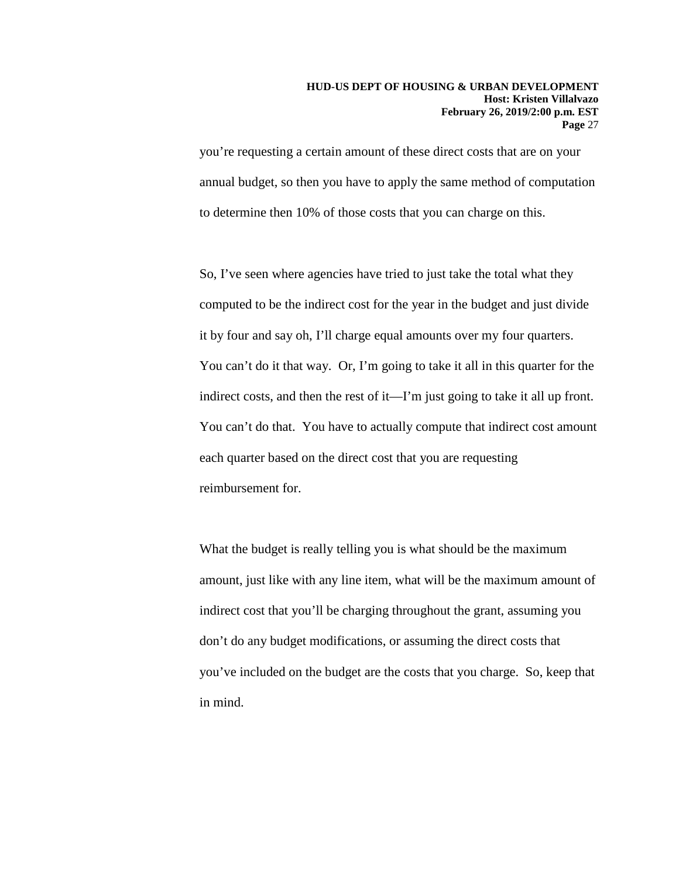you're requesting a certain amount of these direct costs that are on your annual budget, so then you have to apply the same method of computation to determine then 10% of those costs that you can charge on this.

So, I've seen where agencies have tried to just take the total what they computed to be the indirect cost for the year in the budget and just divide it by four and say oh, I'll charge equal amounts over my four quarters. You can't do it that way. Or, I'm going to take it all in this quarter for the indirect costs, and then the rest of it—I'm just going to take it all up front. You can't do that. You have to actually compute that indirect cost amount each quarter based on the direct cost that you are requesting reimbursement for.

What the budget is really telling you is what should be the maximum amount, just like with any line item, what will be the maximum amount of indirect cost that you'll be charging throughout the grant, assuming you don't do any budget modifications, or assuming the direct costs that you've included on the budget are the costs that you charge. So, keep that in mind.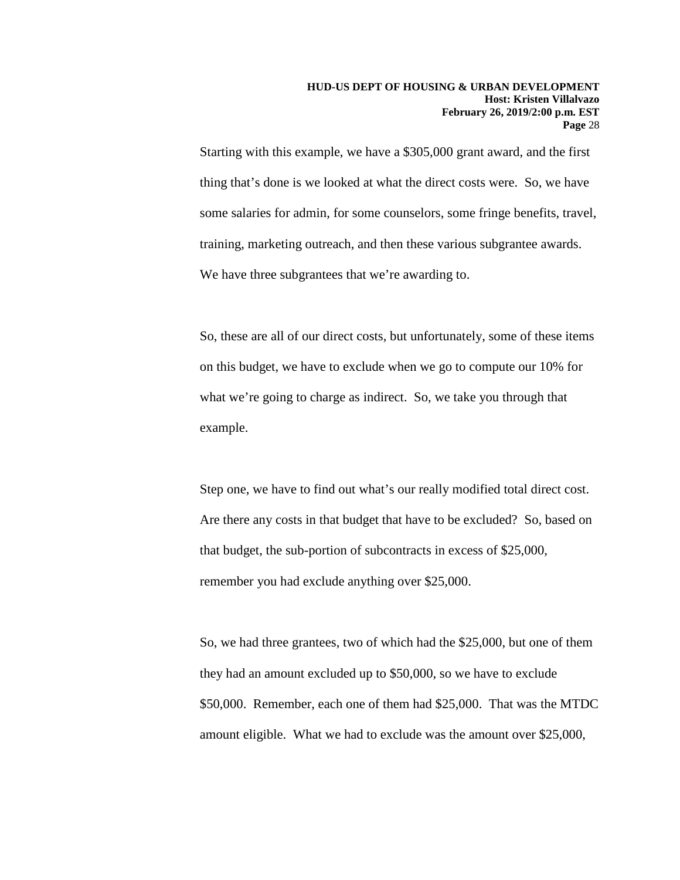Starting with this example, we have a $305,000 grant award, and the first thing that's done is we looked at what the direct costs were. So, we have some salaries for admin, for some counselors, some fringe benefits, travel, training, marketing outreach, and then these various subgrantee awards. We have three subgrantees that we're awarding to.

So, these are all of our direct costs, but unfortunately, some of these items on this budget, we have to exclude when we go to compute our 10% for what we're going to charge as indirect. So, we take you through that example.

Step one, we have to find out what's our really modified total direct cost. Are there any costs in that budget that have to be excluded? So, based on that budget, the sub-portion of subcontracts in excess of $25,000, remember you had exclude anything over $25,000.

So, we had three grantees, two of which had the $25,000, but one of them they had an amount excluded up to $50,000, so we have to exclude $50,000. Remember, each one of them had $25,000. That was the MTDC amount eligible. What we had to exclude was the amount over $25,000,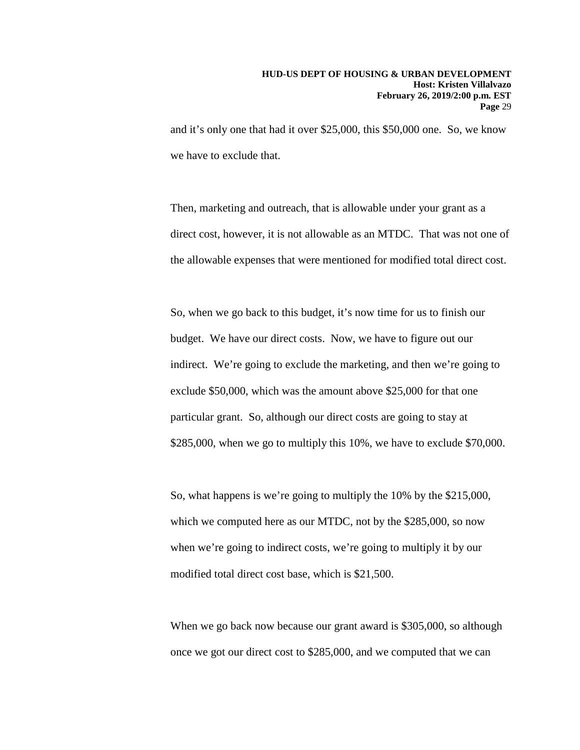and it's only one that had it over $25,000, this $50,000 one. So, we know we have to exclude that.

Then, marketing and outreach, that is allowable under your grant as a direct cost, however, it is not allowable as an MTDC. That was not one of the allowable expenses that were mentioned for modified total direct cost.

So, when we go back to this budget, it's now time for us to finish our budget. We have our direct costs. Now, we have to figure out our indirect. We're going to exclude the marketing, and then we're going to exclude $50,000, which was the amount above $25,000 for that one particular grant. So, although our direct costs are going to stay at $285,000, when we go to multiply this 10%, we have to exclude $70,000.

So, what happens is we're going to multiply the 10% by the $215,000, which we computed here as our MTDC, not by the $285,000, so now when we're going to indirect costs, we're going to multiply it by our modified total direct cost base, which is $21,500.

When we go back now because our grant award is $305,000, so although once we got our direct cost to $285,000, and we computed that we can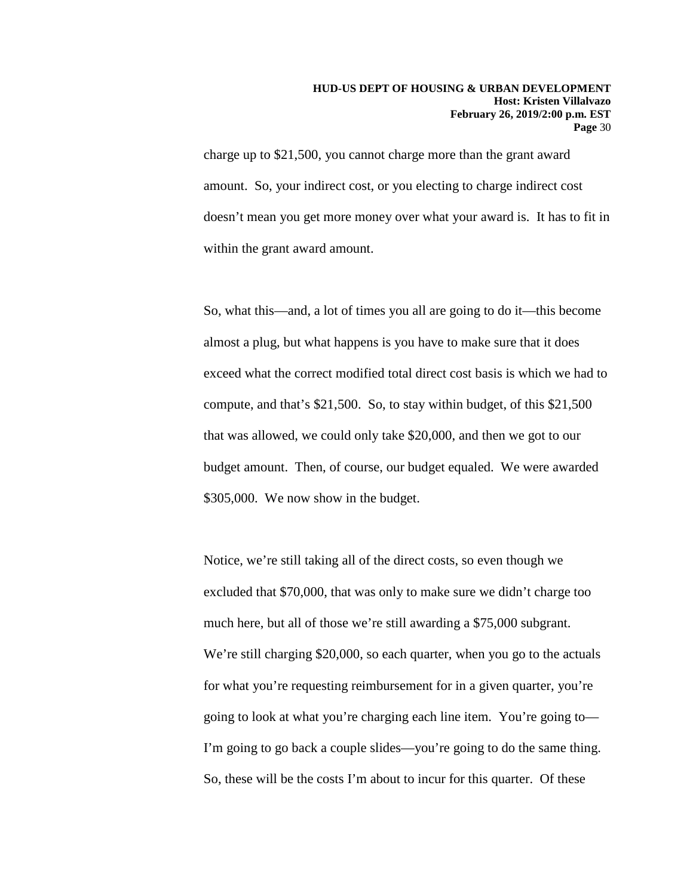charge up to $21,500, you cannot charge more than the grant award amount. So, your indirect cost, or you electing to charge indirect cost doesn't mean you get more money over what your award is. It has to fit in within the grant award amount.

So, what this—and, a lot of times you all are going to do it—this become almost a plug, but what happens is you have to make sure that it does exceed what the correct modified total direct cost basis is which we had to compute, and that's $21,500. So, to stay within budget, of this $21,500 that was allowed, we could only take $20,000, and then we got to our budget amount. Then, of course, our budget equaled. We were awarded $305,000. We now show in the budget.

Notice, we're still taking all of the direct costs, so even though we excluded that $70,000, that was only to make sure we didn't charge too much here, but all of those we're still awarding a $75,000 subgrant. We're still charging $20,000, so each quarter, when you go to the actuals for what you're requesting reimbursement for in a given quarter, you're going to look at what you're charging each line item. You're going to—I'm going to go back a couple slides—you're going to do the same thing. So, these will be the costs I'm about to incur for this quarter. Of these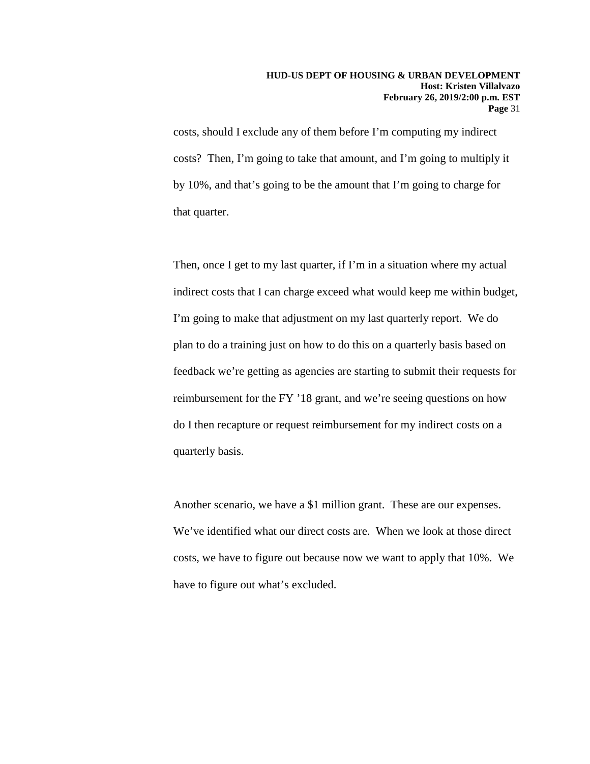costs, should I exclude any of them before I'm computing my indirect costs? Then, I'm going to take that amount, and I'm going to multiply it by 10%, and that's going to be the amount that I'm going to charge for that quarter.

Then, once I get to my last quarter, if I'm in a situation where my actual indirect costs that I can charge exceed what would keep me within budget, I'm going to make that adjustment on my last quarterly report. We do plan to do a training just on how to do this on a quarterly basis based on feedback we're getting as agencies are starting to submit their requests for reimbursement for the FY '18 grant, and we're seeing questions on how do I then recapture or request reimbursement for my indirect costs on a quarterly basis.

Another scenario, we have a $1 million grant. These are our expenses. We've identified what our direct costs are. When we look at those direct costs, we have to figure out because now we want to apply that 10%. We have to figure out what's excluded.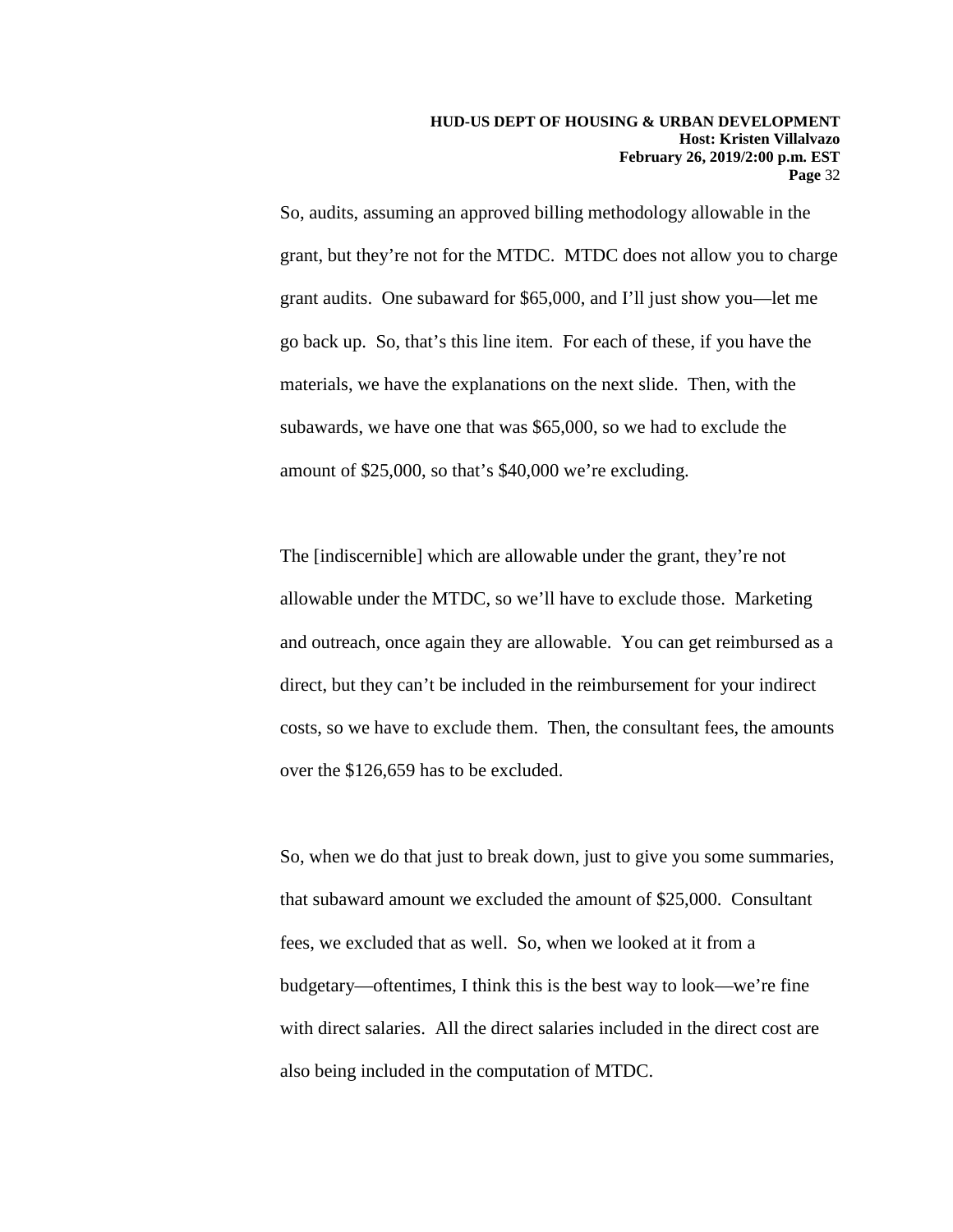So, audits, assuming an approved billing methodology allowable in the grant, but they're not for the MTDC. MTDC does not allow you to charge grant audits. One subaward for $65,000, and I'll just show you—let me go back up. So, that's this line item. For each of these, if you have the materials, we have the explanations on the next slide. Then, with the subawards, we have one that was $65,000, so we had to exclude the amount of $25,000, so that's $40,000 we're excluding.

The [indiscernible] which are allowable under the grant, they're not allowable under the MTDC, so we'll have to exclude those. Marketing and outreach, once again they are allowable. You can get reimbursed as a direct, but they can't be included in the reimbursement for your indirect costs, so we have to exclude them. Then, the consultant fees, the amounts over the $126,659 has to be excluded.

So, when we do that just to break down, just to give you some summaries, that subaward amount we excluded the amount of $25,000. Consultant fees, we excluded that as well. So, when we looked at it from a budgetary—oftentimes, I think this is the best way to look—we're fine with direct salaries. All the direct salaries included in the direct cost are also being included in the computation of MTDC.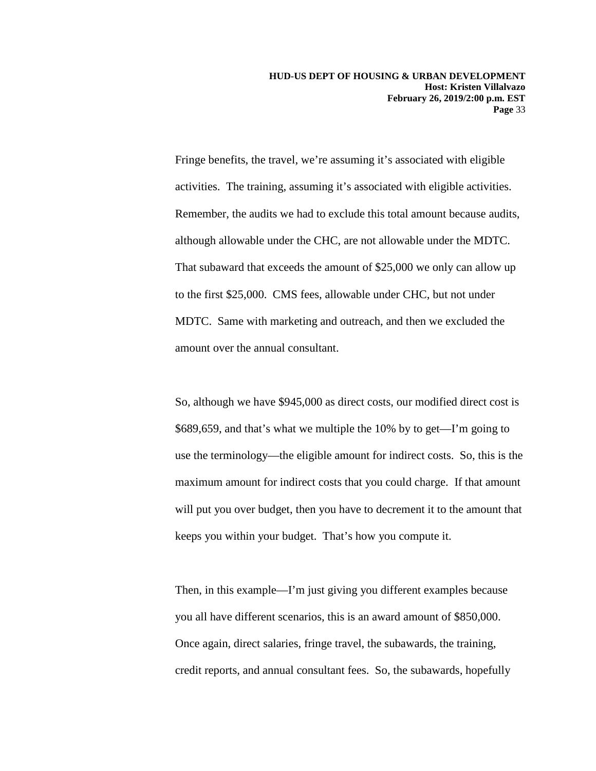Fringe benefits, the travel, we're assuming it's associated with eligible activities. The training, assuming it's associated with eligible activities. Remember, the audits we had to exclude this total amount because audits, although allowable under the CHC, are not allowable under the MDTC. That subaward that exceeds the amount of $25,000 we only can allow up to the first $25,000. CMS fees, allowable under CHC, but not under MDTC. Same with marketing and outreach, and then we excluded the amount over the annual consultant.

So, although we have $945,000 as direct costs, our modified direct cost is $689,659, and that's what we multiple the 10% by to get—I'm going to use the terminology—the eligible amount for indirect costs. So, this is the maximum amount for indirect costs that you could charge. If that amount will put you over budget, then you have to decrement it to the amount that keeps you within your budget. That's how you compute it.

Then, in this example—I'm just giving you different examples because you all have different scenarios, this is an award amount of $850,000. Once again, direct salaries, fringe travel, the subawards, the training, credit reports, and annual consultant fees. So, the subawards, hopefully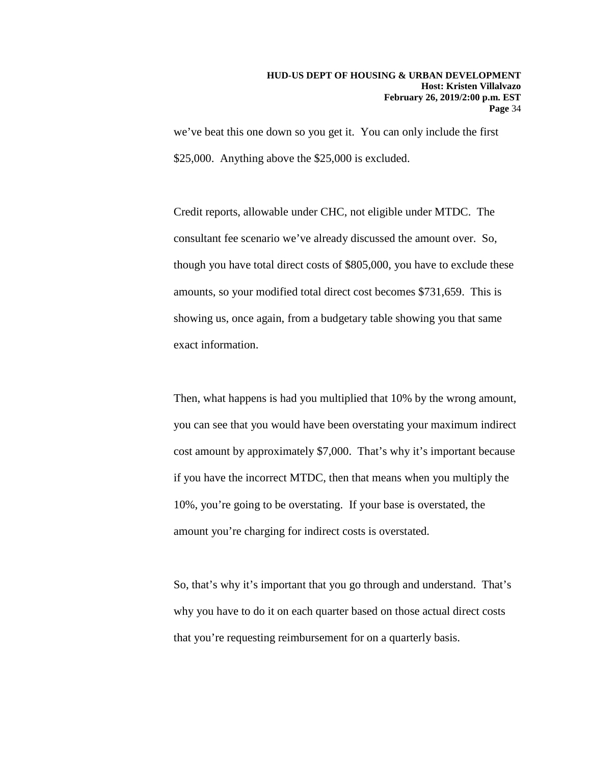we've beat this one down so you get it. You can only include the first $25,000. Anything above the $25,000 is excluded.

Credit reports, allowable under CHC, not eligible under MTDC. The consultant fee scenario we've already discussed the amount over. So, though you have total direct costs of $805,000, you have to exclude these amounts, so your modified total direct cost becomes $731,659. This is showing us, once again, from a budgetary table showing you that same exact information.

Then, what happens is had you multiplied that 10% by the wrong amount, you can see that you would have been overstating your maximum indirect cost amount by approximately $7,000. That's why it's important because if you have the incorrect MTDC, then that means when you multiply the 10%, you're going to be overstating. If your base is overstated, the amount you're charging for indirect costs is overstated.

So, that's why it's important that you go through and understand. That's why you have to do it on each quarter based on those actual direct costs that you're requesting reimbursement for on a quarterly basis.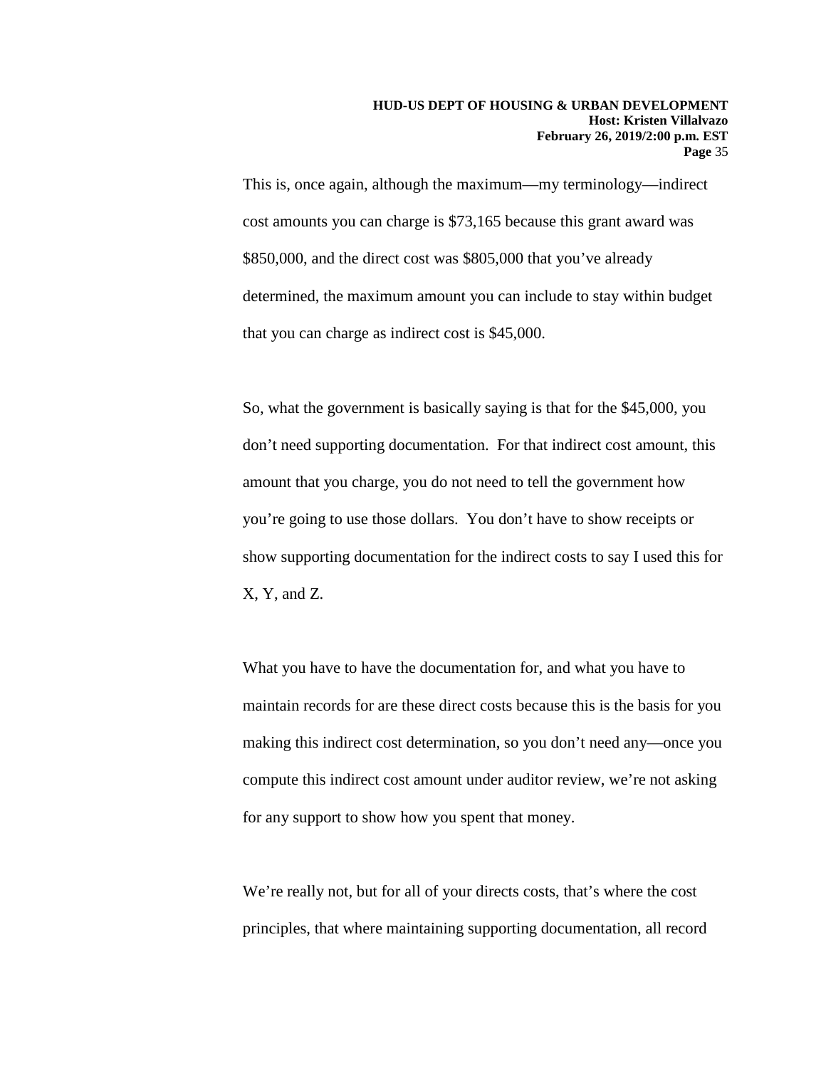This is, once again, although the maximum—my terminology—indirect cost amounts you can charge is $73,165 because this grant award was $850,000, and the direct cost was $805,000 that you've already determined, the maximum amount you can include to stay within budget that you can charge as indirect cost is $45,000.

So, what the government is basically saying is that for the $45,000, you don't need supporting documentation. For that indirect cost amount, this amount that you charge, you do not need to tell the government how you're going to use those dollars. You don't have to show receipts or show supporting documentation for the indirect costs to say I used this for X, Y, and Z.

What you have to have the documentation for, and what you have to maintain records for are these direct costs because this is the basis for you making this indirect cost determination, so you don't need any—once you compute this indirect cost amount under auditor review, we're not asking for any support to show how you spent that money.

We're really not, but for all of your directs costs, that's where the cost principles, that where maintaining supporting documentation, all record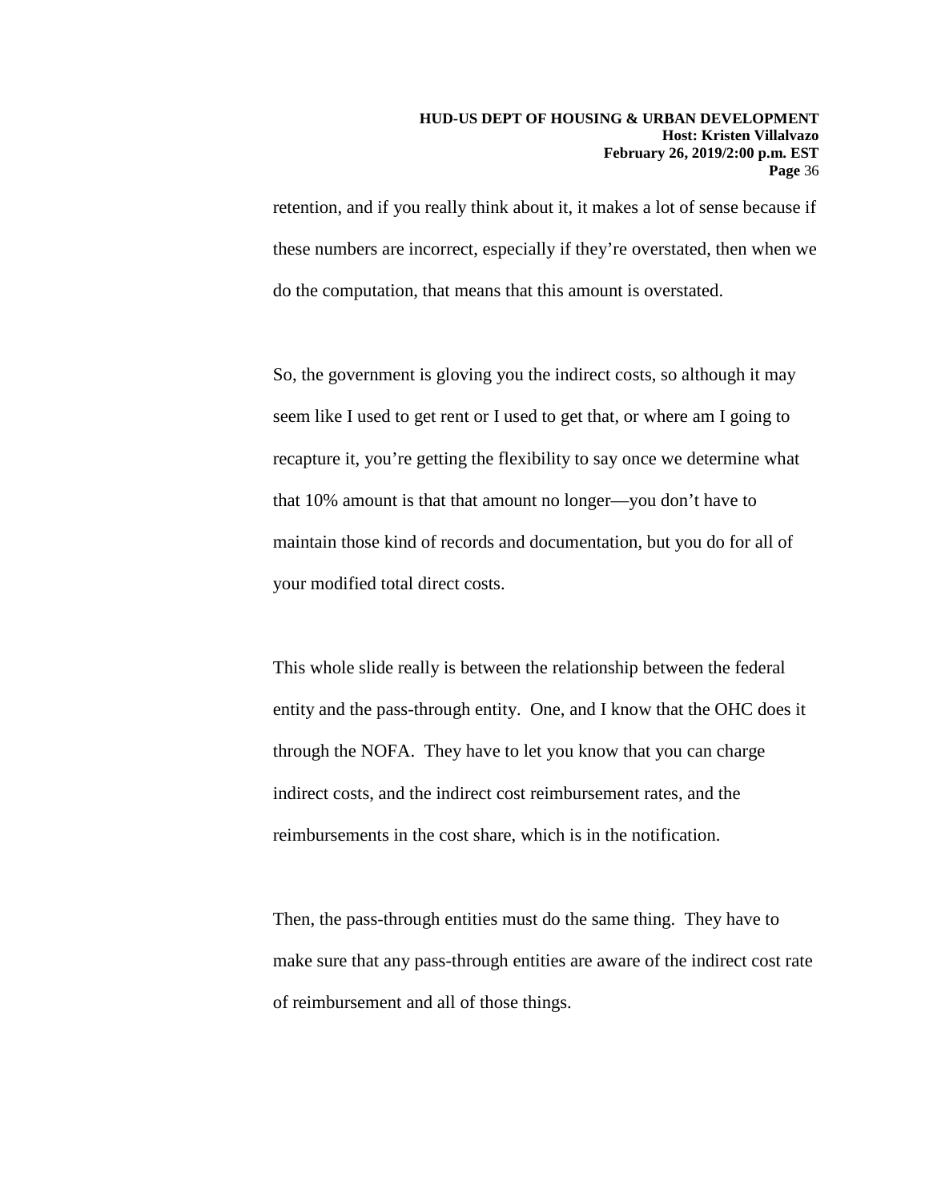retention, and if you really think about it, it makes a lot of sense because if these numbers are incorrect, especially if they're overstated, then when we do the computation, that means that this amount is overstated.

So, the government is gloving you the indirect costs, so although it may seem like I used to get rent or I used to get that, or where am I going to recapture it, you're getting the flexibility to say once we determine what that 10% amount is that that amount no longer—you don't have to maintain those kind of records and documentation, but you do for all of your modified total direct costs.

This whole slide really is between the relationship between the federal entity and the pass-through entity. One, and I know that the OHC does it through the NOFA. They have to let you know that you can charge indirect costs, and the indirect cost reimbursement rates, and the reimbursements in the cost share, which is in the notification.

Then, the pass-through entities must do the same thing. They have to make sure that any pass-through entities are aware of the indirect cost rate of reimbursement and all of those things.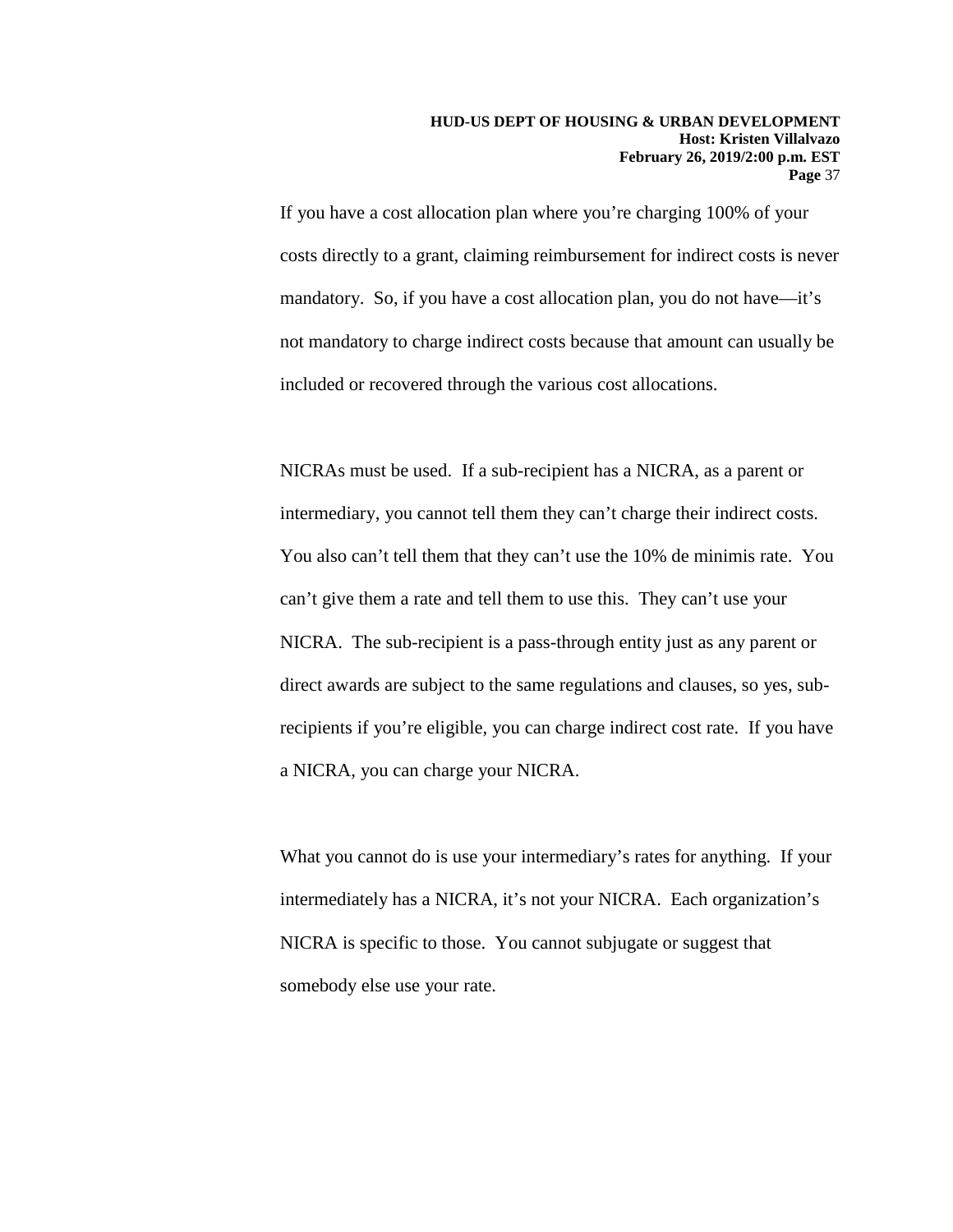If you have a cost allocation plan where you're charging 100% of your costs directly to a grant, claiming reimbursement for indirect costs is never mandatory. So, if you have a cost allocation plan, you do not have—it's not mandatory to charge indirect costs because that amount can usually be included or recovered through the various cost allocations.

NICRAs must be used. If a sub-recipient has a NICRA, as a parent or intermediary, you cannot tell them they can't charge their indirect costs. You also can't tell them that they can't use the 10% de minimis rate. You can't give them a rate and tell them to use this. They can't use your NICRA. The sub-recipient is a pass-through entity just as any parent or direct awards are subject to the same regulations and clauses, so yes, sub-recipients if you're eligible, you can charge indirect cost rate. If you have a NICRA, you can charge your NICRA.

What you cannot do is use your intermediary's rates for anything. If your intermediately has a NICRA, it's not your NICRA. Each organization's NICRA is specific to those. You cannot subjugate or suggest that somebody else use your rate.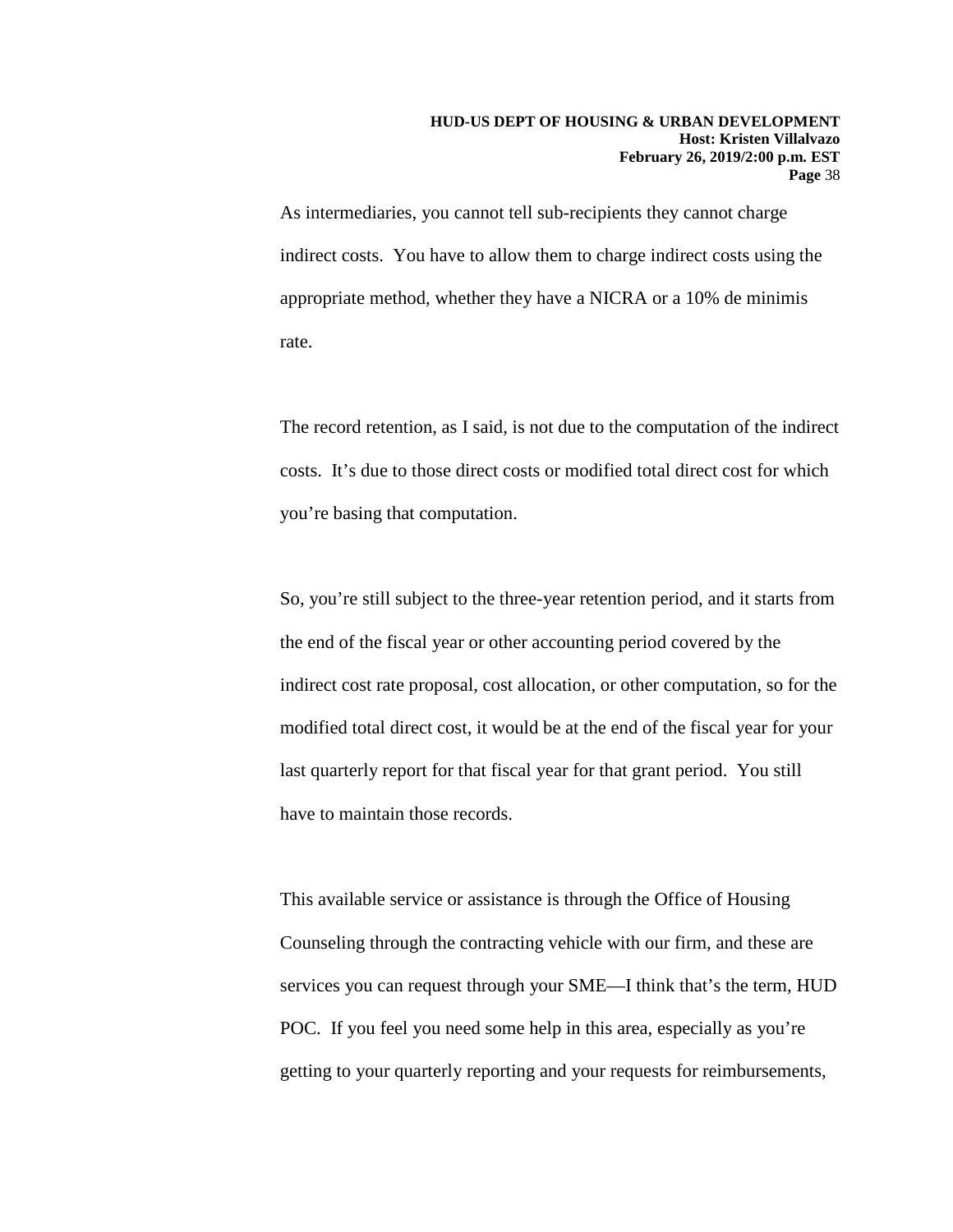As intermediaries, you cannot tell sub-recipients they cannot charge indirect costs. You have to allow them to charge indirect costs using the appropriate method, whether they have a NICRA or a 10% de minimis rate.

The record retention, as I said, is not due to the computation of the indirect costs. It's due to those direct costs or modified total direct cost for which you're basing that computation.

So, you're still subject to the three-year retention period, and it starts from the end of the fiscal year or other accounting period covered by the indirect cost rate proposal, cost allocation, or other computation, so for the modified total direct cost, it would be at the end of the fiscal year for your last quarterly report for that fiscal year for that grant period. You still have to maintain those records.

This available service or assistance is through the Office of Housing Counseling through the contracting vehicle with our firm, and these are services you can request through your SME—I think that's the term, HUD POC. If you feel you need some help in this area, especially as you're getting to your quarterly reporting and your requests for reimbursements,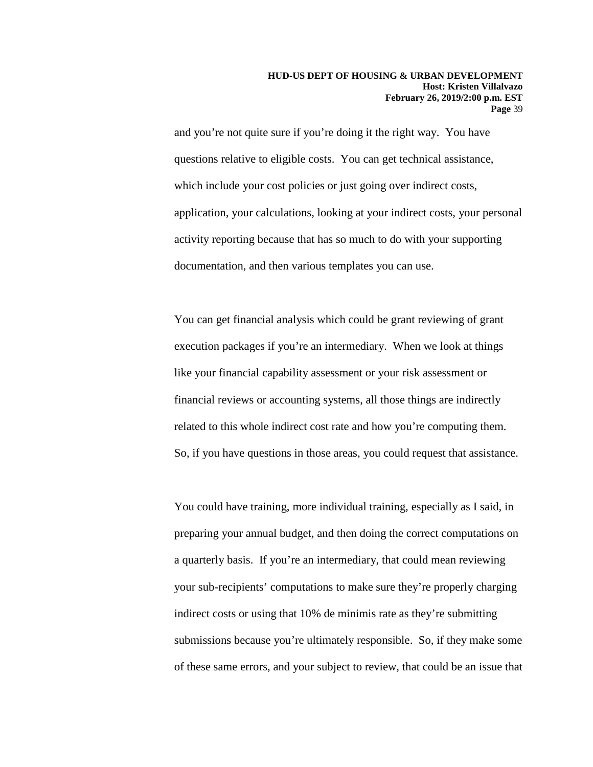and you're not quite sure if you're doing it the right way. You have questions relative to eligible costs. You can get technical assistance, which include your cost policies or just going over indirect costs, application, your calculations, looking at your indirect costs, your personal activity reporting because that has so much to do with your supporting documentation, and then various templates you can use.

You can get financial analysis which could be grant reviewing of grant execution packages if you're an intermediary. When we look at things like your financial capability assessment or your risk assessment or financial reviews or accounting systems, all those things are indirectly related to this whole indirect cost rate and how you're computing them. So, if you have questions in those areas, you could request that assistance.

You could have training, more individual training, especially as I said, in preparing your annual budget, and then doing the correct computations on a quarterly basis. If you're an intermediary, that could mean reviewing your sub-recipients' computations to make sure they're properly charging indirect costs or using that 10% de minimis rate as they're submitting submissions because you're ultimately responsible. So, if they make some of these same errors, and your subject to review, that could be an issue that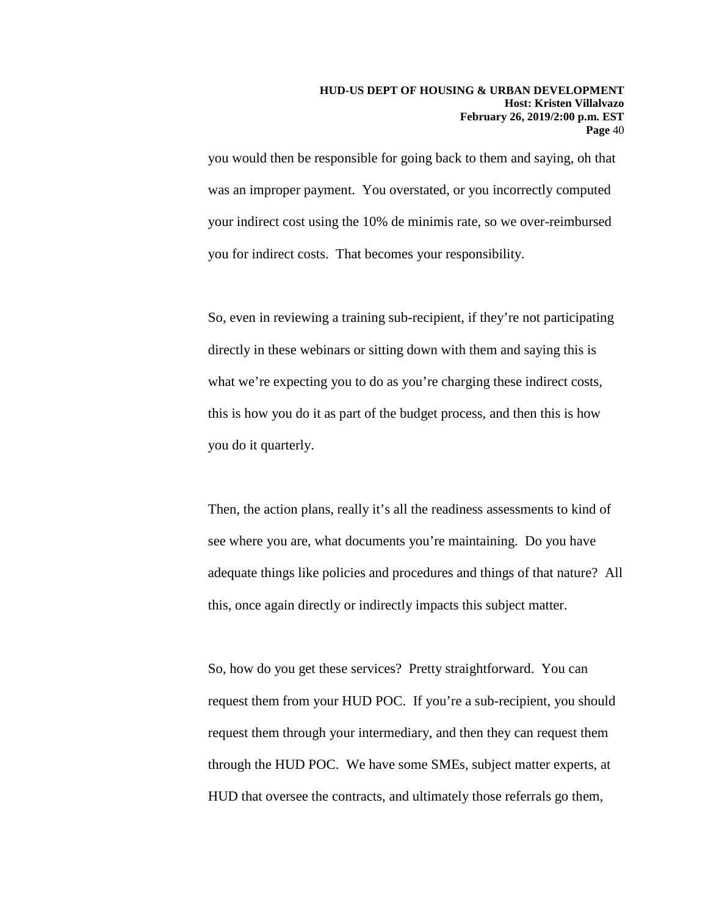you would then be responsible for going back to them and saying, oh that was an improper payment. You overstated, or you incorrectly computed your indirect cost using the 10% de minimis rate, so we over-reimbursed you for indirect costs. That becomes your responsibility.

So, even in reviewing a training sub-recipient, if they're not participating directly in these webinars or sitting down with them and saying this is what we're expecting you to do as you're charging these indirect costs, this is how you do it as part of the budget process, and then this is how you do it quarterly.

Then, the action plans, really it's all the readiness assessments to kind of see where you are, what documents you're maintaining. Do you have adequate things like policies and procedures and things of that nature? All this, once again directly or indirectly impacts this subject matter.

So, how do you get these services? Pretty straightforward. You can request them from your HUD POC. If you're a sub-recipient, you should request them through your intermediary, and then they can request them through the HUD POC. We have some SMEs, subject matter experts, at HUD that oversee the contracts, and ultimately those referrals go them,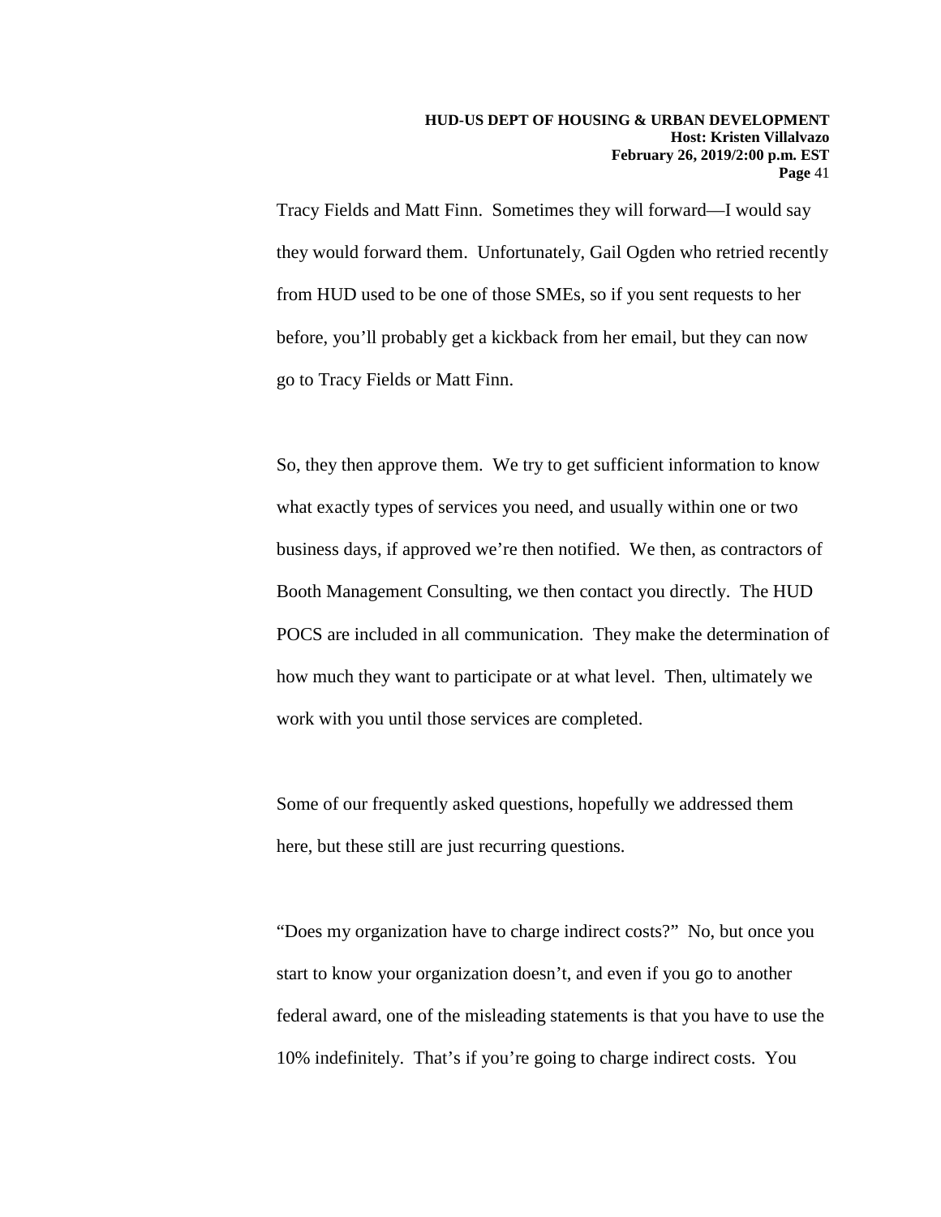Tracy Fields and Matt Finn. Sometimes they will forward—I would say they would forward them. Unfortunately, Gail Ogden who retried recently from HUD used to be one of those SMEs, so if you sent requests to her before, you'll probably get a kickback from her email, but they can now go to Tracy Fields or Matt Finn.

So, they then approve them. We try to get sufficient information to know what exactly types of services you need, and usually within one or two business days, if approved we're then notified. We then, as contractors of Booth Management Consulting, we then contact you directly. The HUD POCS are included in all communication. They make the determination of how much they want to participate or at what level. Then, ultimately we work with you until those services are completed.

Some of our frequently asked questions, hopefully we addressed them here, but these still are just recurring questions.

"Does my organization have to charge indirect costs?" No, but once you start to know your organization doesn't, and even if you go to another federal award, one of the misleading statements is that you have to use the 10% indefinitely. That's if you're going to charge indirect costs. You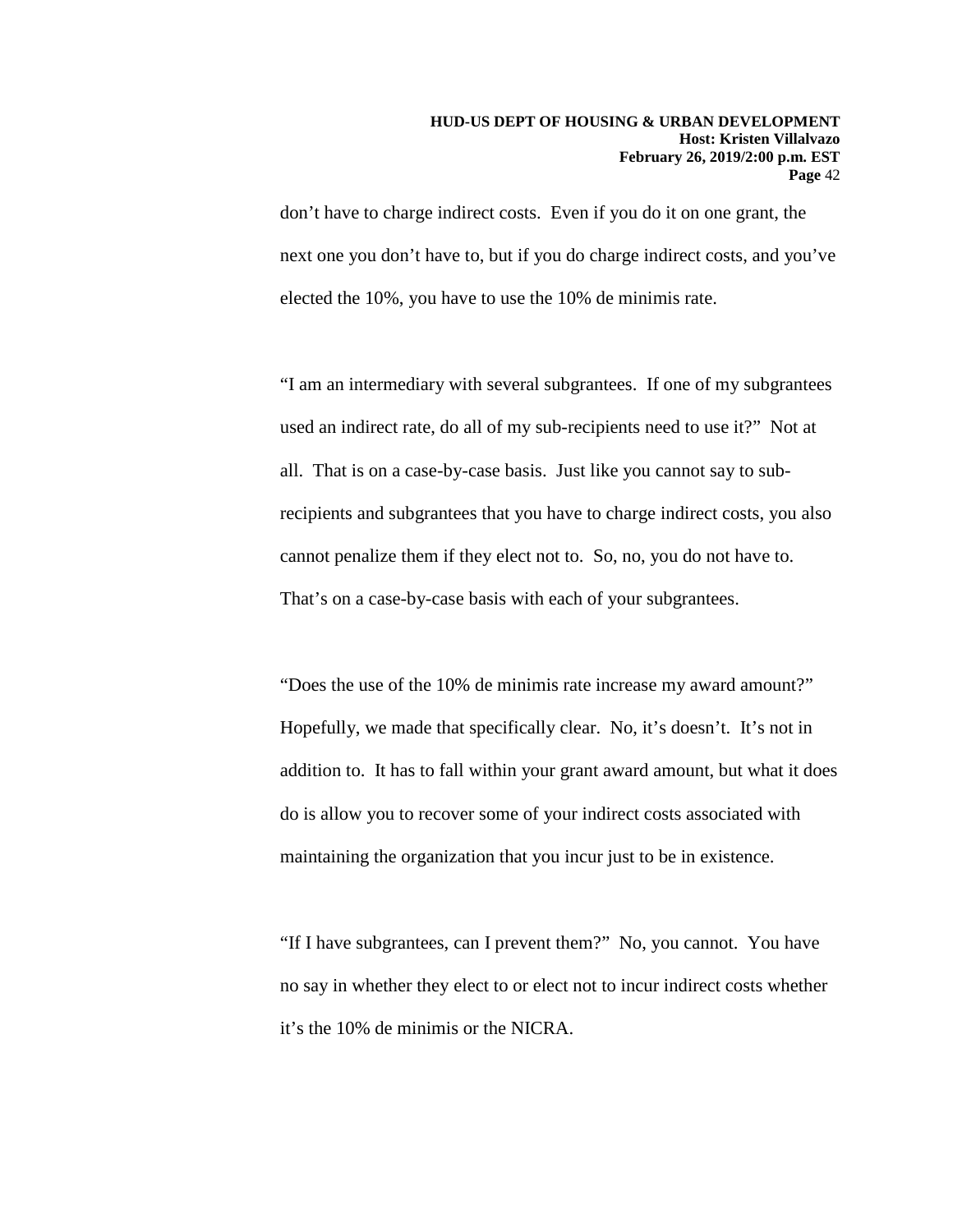don't have to charge indirect costs. Even if you do it on one grant, the next one you don't have to, but if you do charge indirect costs, and you've elected the 10%, you have to use the 10% de minimis rate.

"I am an intermediary with several subgrantees. If one of my subgrantees used an indirect rate, do all of my sub-recipients need to use it?" Not at all. That is on a case-by-case basis. Just like you cannot say to sub-recipients and subgrantees that you have to charge indirect costs, you also cannot penalize them if they elect not to. So, no, you do not have to. That's on a case-by-case basis with each of your subgrantees.

"Does the use of the 10% de minimis rate increase my award amount?" Hopefully, we made that specifically clear. No, it's doesn't. It's not in addition to. It has to fall within your grant award amount, but what it does do is allow you to recover some of your indirect costs associated with maintaining the organization that you incur just to be in existence.

"If I have subgrantees, can I prevent them?" No, you cannot. You have no say in whether they elect to or elect not to incur indirect costs whether it's the 10% de minimis or the NICRA.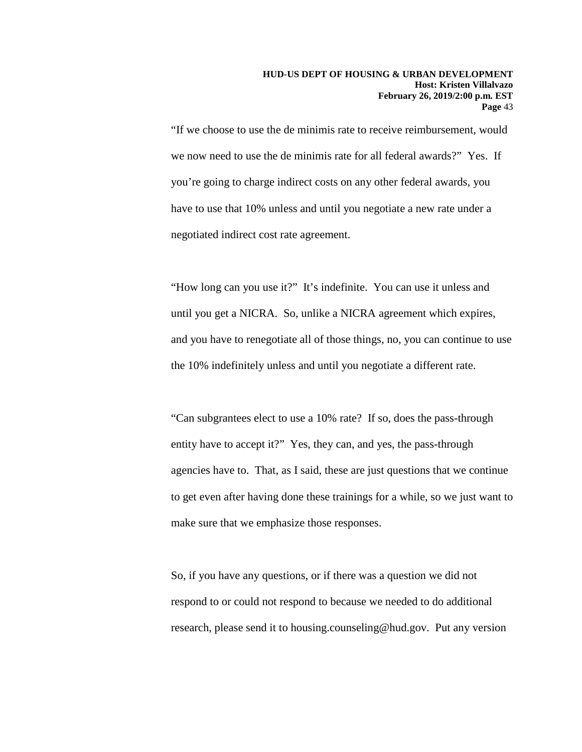"If we choose to use the de minimis rate to receive reimbursement, would we now need to use the de minimis rate for all federal awards?" Yes. If you're going to charge indirect costs on any other federal awards, you have to use that 10% unless and until you negotiate a new rate under a negotiated indirect cost rate agreement.

"How long can you use it?" It's indefinite. You can use it unless and until you get a NICRA. So, unlike a NICRA agreement which expires, and you have to renegotiate all of those things, no, you can continue to use the 10% indefinitely unless and until you negotiate a different rate.

"Can subgrantees elect to use a 10% rate? If so, does the pass-through entity have to accept it?" Yes, they can, and yes, the pass-through agencies have to. That, as I said, these are just questions that we continue to get even after having done these trainings for a while, so we just want to make sure that we emphasize those responses.

So, if you have any questions, or if there was a question we did not respond to or could not respond to because we needed to do additional research, please send it to housing.counseling@hud.gov. Put any version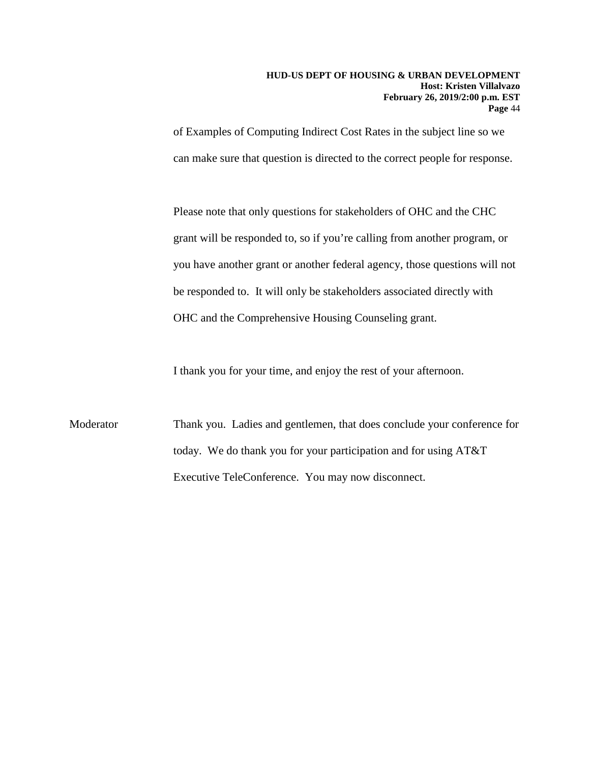of Examples of Computing Indirect Cost Rates in the subject line so we can make sure that question is directed to the correct people for response.

Please note that only questions for stakeholders of OHC and the CHC grant will be responded to, so if you're calling from another program, or you have another grant or another federal agency, those questions will not be responded to. It will only be stakeholders associated directly with OHC and the Comprehensive Housing Counseling grant.

I thank you for your time, and enjoy the rest of your afternoon.

Moderator: Thank you. Ladies and gentlemen, that does conclude your conference for today. We do thank you for your participation and for using AT&T Executive TeleConference. You may now disconnect.